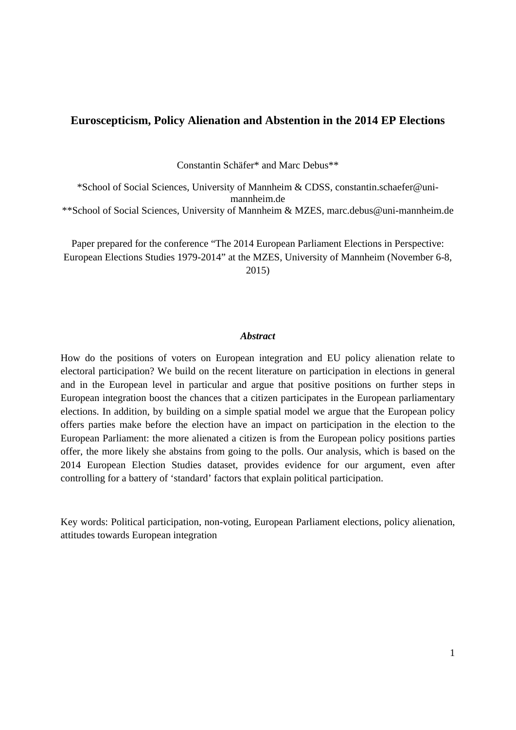# Euroscepticism, Policy Alienation and Abstention in the 2014 EP Elections

Constantin Schäfer* and Marc Debus**

*School of Social Sciences, University of Mannheim & CDSS, constantin.schaefer@uni-mannheim.de
**School of Social Sciences, University of Mannheim & MZES, marc.debus@uni-mannheim.de

Paper prepared for the conference "The 2014 European Parliament Elections in Perspective: European Elections Studies 1979-2014" at the MZES, University of Mannheim (November 6-8, 2015)

***Abstract***

How do the positions of voters on European integration and EU policy alienation relate to electoral participation? We build on the recent literature on participation in elections in general and in the European level in particular and argue that positive positions on further steps in European integration boost the chances that a citizen participates in the European parliamentary elections. In addition, by building on a simple spatial model we argue that the European policy offers parties make before the election have an impact on participation in the election to the European Parliament: the more alienated a citizen is from the European policy positions parties offer, the more likely she abstains from going to the polls. Our analysis, which is based on the 2014 European Election Studies dataset, provides evidence for our argument, even after controlling for a battery of 'standard' factors that explain political participation.

Key words: Political participation, non-voting, European Parliament elections, policy alienation, attitudes towards European integration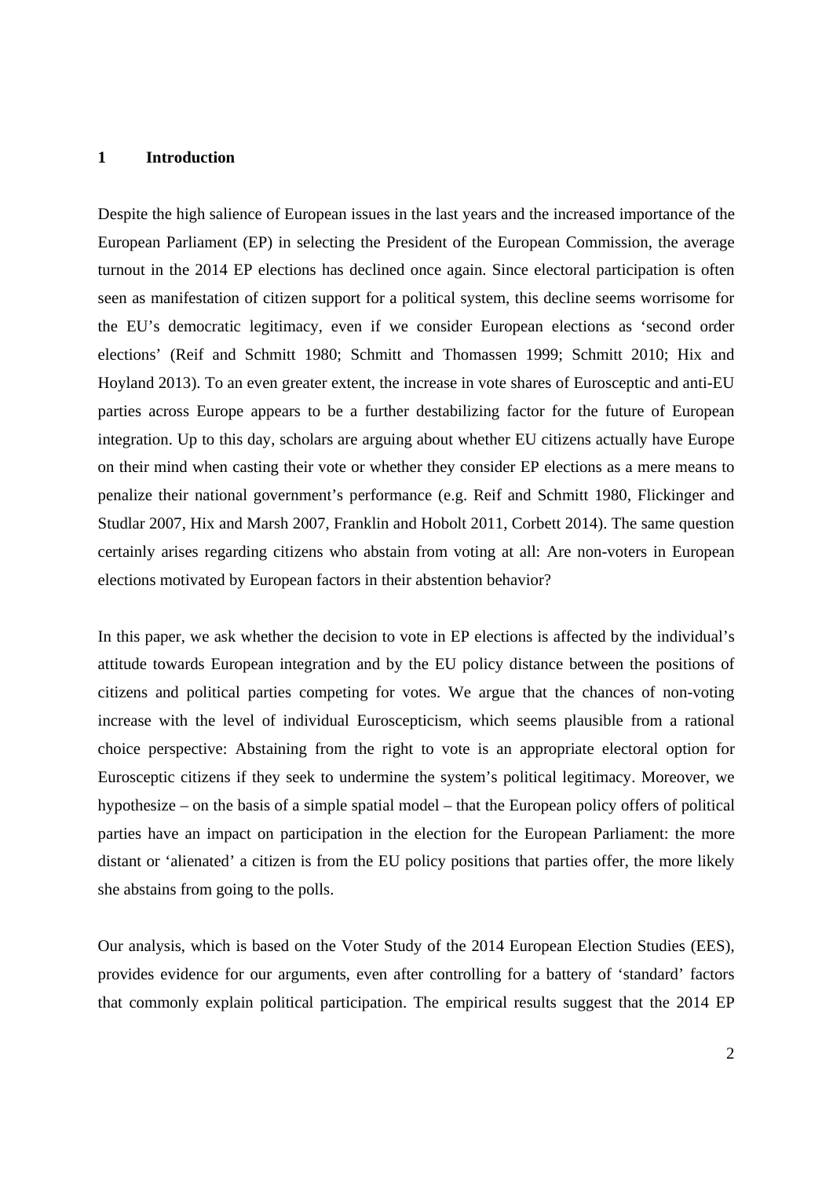# 1 Introduction

Despite the high salience of European issues in the last years and the increased importance of the European Parliament (EP) in selecting the President of the European Commission, the average turnout in the 2014 EP elections has declined once again. Since electoral participation is often seen as manifestation of citizen support for a political system, this decline seems worrisome for the EU's democratic legitimacy, even if we consider European elections as 'second order elections' (Reif and Schmitt 1980; Schmitt and Thomassen 1999; Schmitt 2010; Hix and Hoyland 2013). To an even greater extent, the increase in vote shares of Eurosceptic and anti-EU parties across Europe appears to be a further destabilizing factor for the future of European integration. Up to this day, scholars are arguing about whether EU citizens actually have Europe on their mind when casting their vote or whether they consider EP elections as a mere means to penalize their national government's performance (e.g. Reif and Schmitt 1980, Flickinger and Studlar 2007, Hix and Marsh 2007, Franklin and Hobolt 2011, Corbett 2014). The same question certainly arises regarding citizens who abstain from voting at all: Are non-voters in European elections motivated by European factors in their abstention behavior?

In this paper, we ask whether the decision to vote in EP elections is affected by the individual's attitude towards European integration and by the EU policy distance between the positions of citizens and political parties competing for votes. We argue that the chances of non-voting increase with the level of individual Euroscepticism, which seems plausible from a rational choice perspective: Abstaining from the right to vote is an appropriate electoral option for Eurosceptic citizens if they seek to undermine the system's political legitimacy. Moreover, we hypothesize – on the basis of a simple spatial model – that the European policy offers of political parties have an impact on participation in the election for the European Parliament: the more distant or 'alienated' a citizen is from the EU policy positions that parties offer, the more likely she abstains from going to the polls.

Our analysis, which is based on the Voter Study of the 2014 European Election Studies (EES), provides evidence for our arguments, even after controlling for a battery of 'standard' factors that commonly explain political participation. The empirical results suggest that the 2014 EP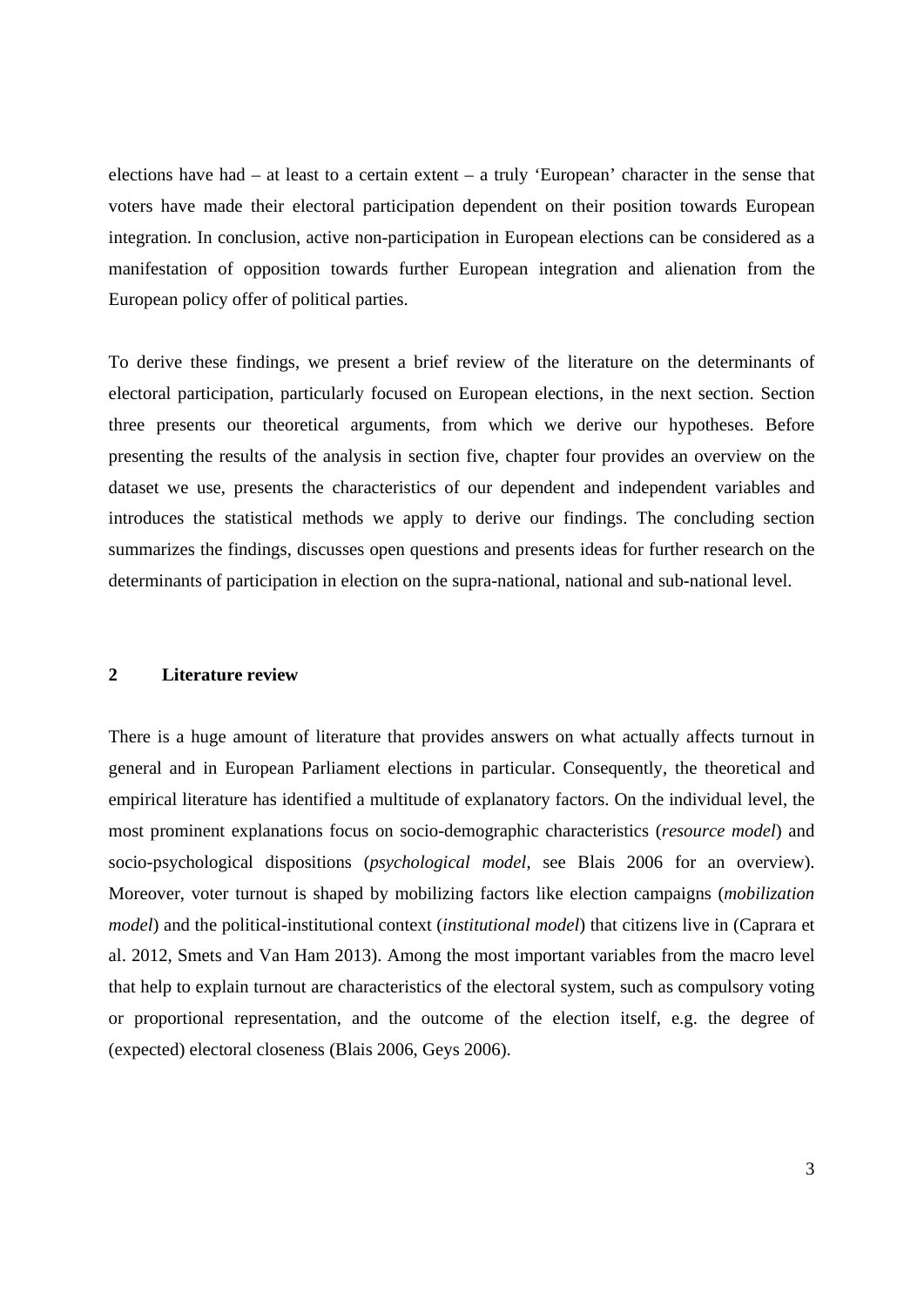elections have had – at least to a certain extent – a truly 'European' character in the sense that voters have made their electoral participation dependent on their position towards European integration. In conclusion, active non-participation in European elections can be considered as a manifestation of opposition towards further European integration and alienation from the European policy offer of political parties.

To derive these findings, we present a brief review of the literature on the determinants of electoral participation, particularly focused on European elections, in the next section. Section three presents our theoretical arguments, from which we derive our hypotheses. Before presenting the results of the analysis in section five, chapter four provides an overview on the dataset we use, presents the characteristics of our dependent and independent variables and introduces the statistical methods we apply to derive our findings. The concluding section summarizes the findings, discusses open questions and presents ideas for further research on the determinants of participation in election on the supra-national, national and sub-national level.

## 2 Literature review

There is a huge amount of literature that provides answers on what actually affects turnout in general and in European Parliament elections in particular. Consequently, the theoretical and empirical literature has identified a multitude of explanatory factors. On the individual level, the most prominent explanations focus on socio-demographic characteristics (*resource model*) and socio-psychological dispositions (*psychological model*, see Blais 2006 for an overview). Moreover, voter turnout is shaped by mobilizing factors like election campaigns (*mobilization model*) and the political-institutional context (*institutional model*) that citizens live in (Caprara et al. 2012, Smets and Van Ham 2013). Among the most important variables from the macro level that help to explain turnout are characteristics of the electoral system, such as compulsory voting or proportional representation, and the outcome of the election itself, e.g. the degree of (expected) electoral closeness (Blais 2006, Geys 2006).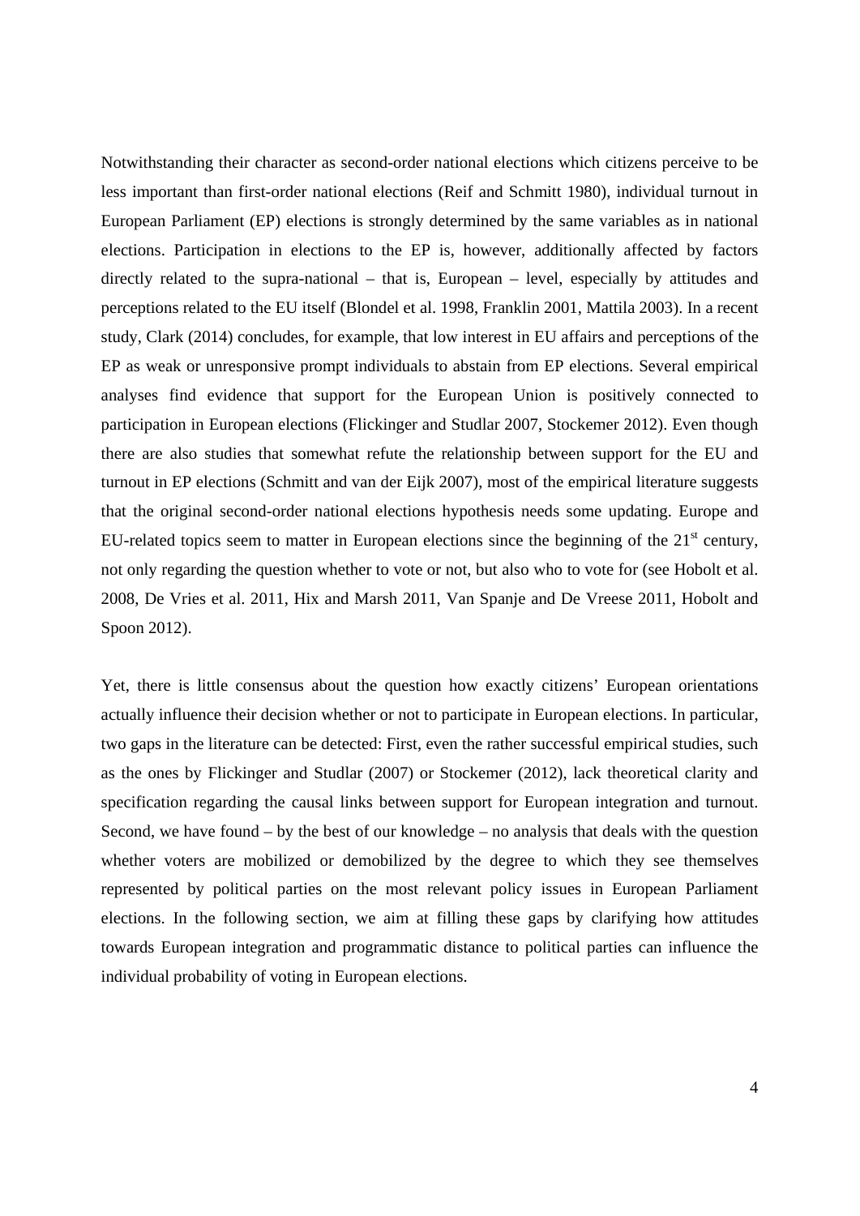Notwithstanding their character as second-order national elections which citizens perceive to be less important than first-order national elections (Reif and Schmitt 1980), individual turnout in European Parliament (EP) elections is strongly determined by the same variables as in national elections. Participation in elections to the EP is, however, additionally affected by factors directly related to the supra-national – that is, European – level, especially by attitudes and perceptions related to the EU itself (Blondel et al. 1998, Franklin 2001, Mattila 2003). In a recent study, Clark (2014) concludes, for example, that low interest in EU affairs and perceptions of the EP as weak or unresponsive prompt individuals to abstain from EP elections. Several empirical analyses find evidence that support for the European Union is positively connected to participation in European elections (Flickinger and Studlar 2007, Stockemer 2012). Even though there are also studies that somewhat refute the relationship between support for the EU and turnout in EP elections (Schmitt and van der Eijk 2007), most of the empirical literature suggests that the original second-order national elections hypothesis needs some updating. Europe and EU-related topics seem to matter in European elections since the beginning of the 21st century, not only regarding the question whether to vote or not, but also who to vote for (see Hobolt et al. 2008, De Vries et al. 2011, Hix and Marsh 2011, Van Spanje and De Vreese 2011, Hobolt and Spoon 2012).

Yet, there is little consensus about the question how exactly citizens' European orientations actually influence their decision whether or not to participate in European elections. In particular, two gaps in the literature can be detected: First, even the rather successful empirical studies, such as the ones by Flickinger and Studlar (2007) or Stockemer (2012), lack theoretical clarity and specification regarding the causal links between support for European integration and turnout. Second, we have found – by the best of our knowledge – no analysis that deals with the question whether voters are mobilized or demobilized by the degree to which they see themselves represented by political parties on the most relevant policy issues in European Parliament elections. In the following section, we aim at filling these gaps by clarifying how attitudes towards European integration and programmatic distance to political parties can influence the individual probability of voting in European elections.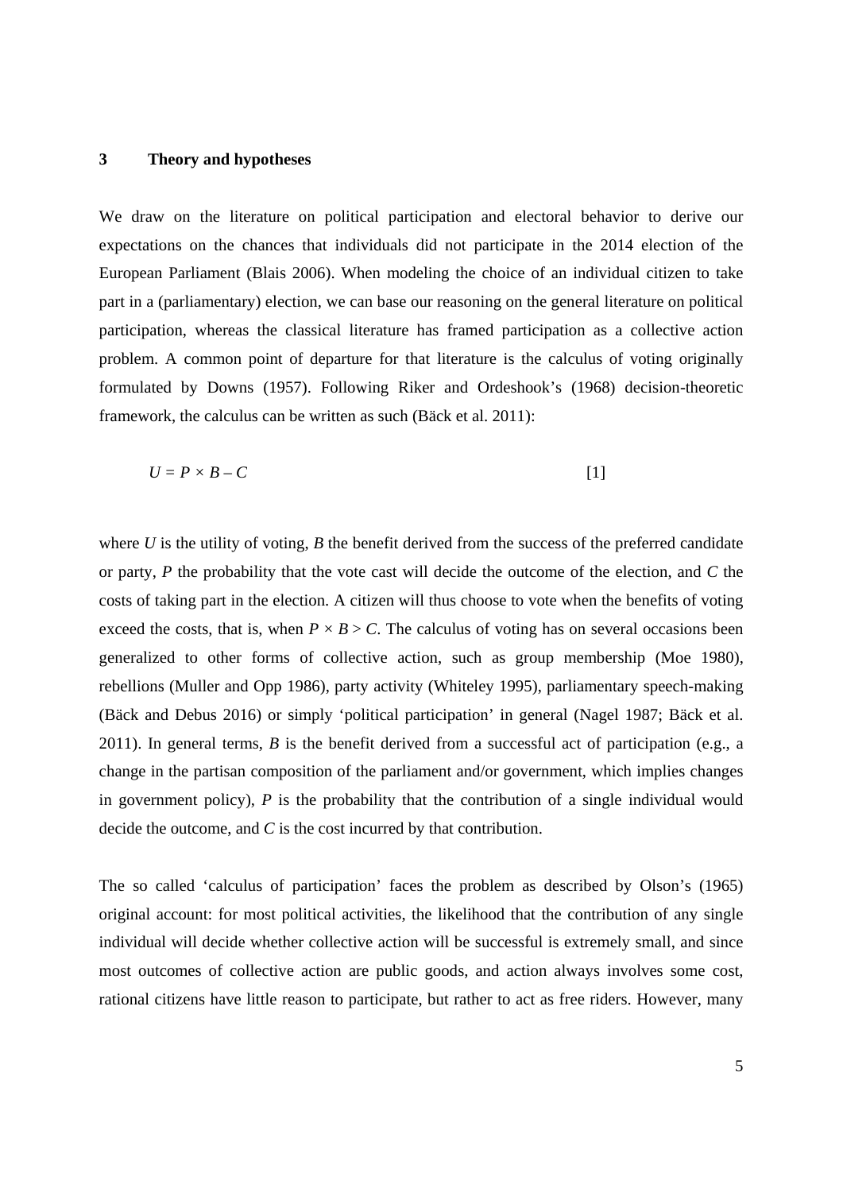## 3 Theory and hypotheses

We draw on the literature on political participation and electoral behavior to derive our expectations on the chances that individuals did not participate in the 2014 election of the European Parliament (Blais 2006). When modeling the choice of an individual citizen to take part in a (parliamentary) election, we can base our reasoning on the general literature on political participation, whereas the classical literature has framed participation as a collective action problem. A common point of departure for that literature is the calculus of voting originally formulated by Downs (1957). Following Riker and Ordeshook's (1968) decision-theoretic framework, the calculus can be written as such (Bäck et al. 2011):

$$U = P \times B - C \qquad [1]$$

where $U$ is the utility of voting, $B$ the benefit derived from the success of the preferred candidate or party, $P$ the probability that the vote cast will decide the outcome of the election, and $C$ the costs of taking part in the election. A citizen will thus choose to vote when the benefits of voting exceed the costs, that is, when $P \times B > C$. The calculus of voting has on several occasions been generalized to other forms of collective action, such as group membership (Moe 1980), rebellions (Muller and Opp 1986), party activity (Whiteley 1995), parliamentary speech-making (Bäck and Debus 2016) or simply 'political participation' in general (Nagel 1987; Bäck et al. 2011). In general terms, $B$ is the benefit derived from a successful act of participation (e.g., a change in the partisan composition of the parliament and/or government, which implies changes in government policy), $P$ is the probability that the contribution of a single individual would decide the outcome, and $C$ is the cost incurred by that contribution.

The so called 'calculus of participation' faces the problem as described by Olson's (1965) original account: for most political activities, the likelihood that the contribution of any single individual will decide whether collective action will be successful is extremely small, and since most outcomes of collective action are public goods, and action always involves some cost, rational citizens have little reason to participate, but rather to act as free riders. However, many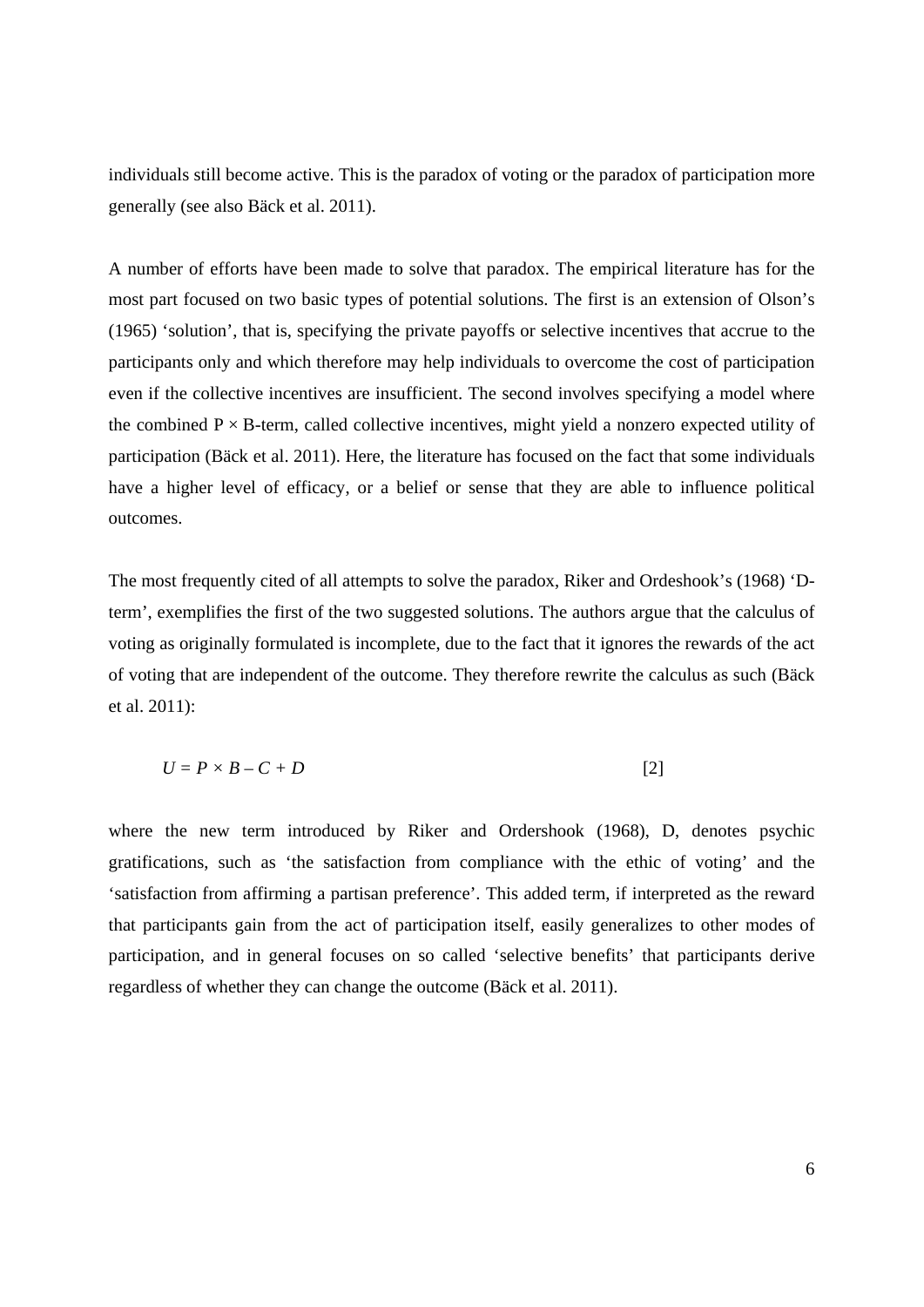individuals still become active. This is the paradox of voting or the paradox of participation more generally (see also Bäck et al. 2011).

A number of efforts have been made to solve that paradox. The empirical literature has for the most part focused on two basic types of potential solutions. The first is an extension of Olson's (1965) 'solution', that is, specifying the private payoffs or selective incentives that accrue to the participants only and which therefore may help individuals to overcome the cost of participation even if the collective incentives are insufficient. The second involves specifying a model where the combined $P \times B$-term, called collective incentives, might yield a nonzero expected utility of participation (Bäck et al. 2011). Here, the literature has focused on the fact that some individuals have a higher level of efficacy, or a belief or sense that they are able to influence political outcomes.

The most frequently cited of all attempts to solve the paradox, Riker and Ordeshook's (1968) 'D-term', exemplifies the first of the two suggested solutions. The authors argue that the calculus of voting as originally formulated is incomplete, due to the fact that it ignores the rewards of the act of voting that are independent of the outcome. They therefore rewrite the calculus as such (Bäck et al. 2011):

$$U = P \times B - C + D \qquad [2]$$

where the new term introduced by Riker and Ordershook (1968), D, denotes psychic gratifications, such as 'the satisfaction from compliance with the ethic of voting' and the 'satisfaction from affirming a partisan preference'. This added term, if interpreted as the reward that participants gain from the act of participation itself, easily generalizes to other modes of participation, and in general focuses on so called 'selective benefits' that participants derive regardless of whether they can change the outcome (Bäck et al. 2011).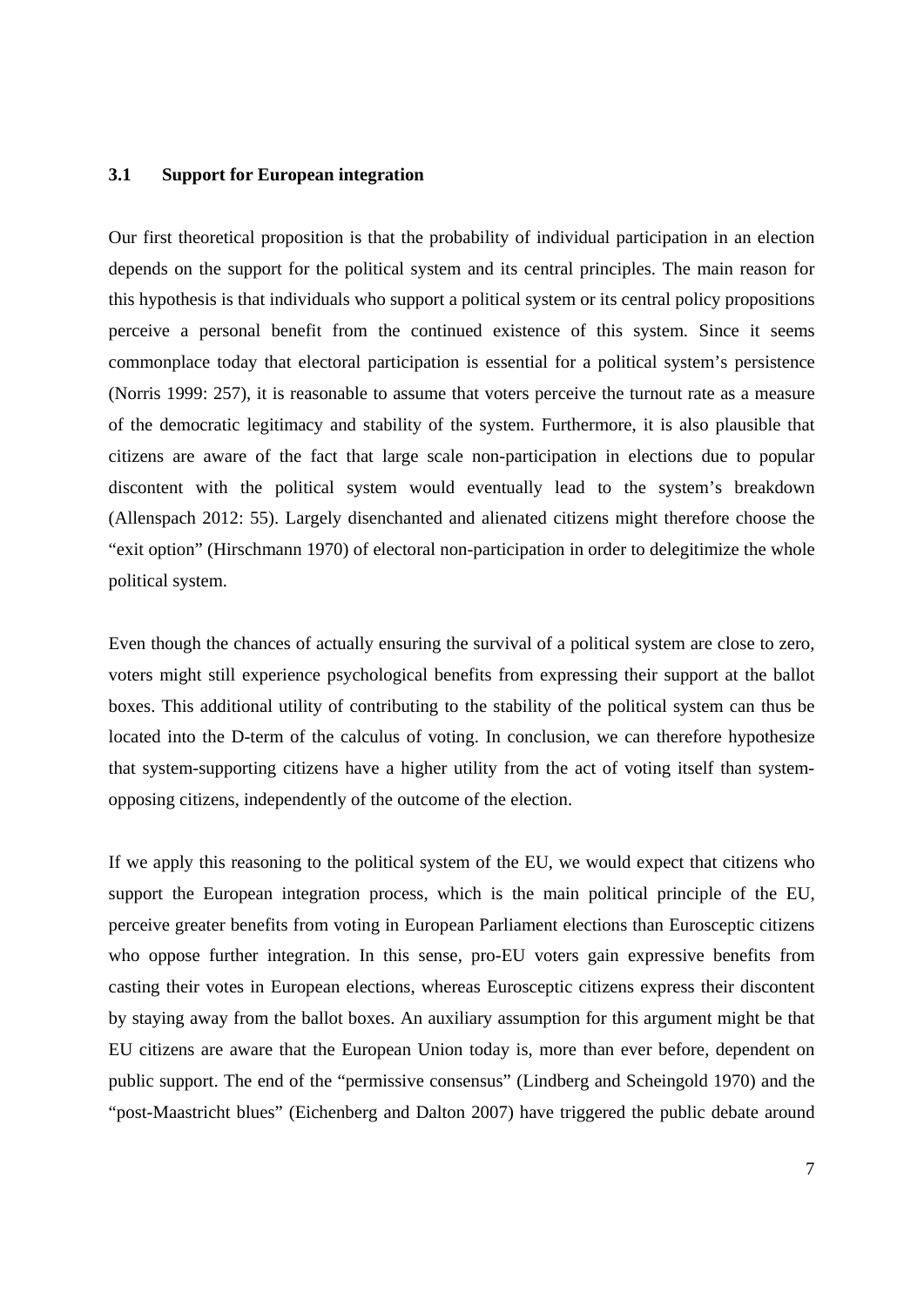### 3.1 Support for European integration

Our first theoretical proposition is that the probability of individual participation in an election depends on the support for the political system and its central principles. The main reason for this hypothesis is that individuals who support a political system or its central policy propositions perceive a personal benefit from the continued existence of this system. Since it seems commonplace today that electoral participation is essential for a political system's persistence (Norris 1999: 257), it is reasonable to assume that voters perceive the turnout rate as a measure of the democratic legitimacy and stability of the system. Furthermore, it is also plausible that citizens are aware of the fact that large scale non-participation in elections due to popular discontent with the political system would eventually lead to the system's breakdown (Allenspach 2012: 55). Largely disenchanted and alienated citizens might therefore choose the "exit option" (Hirschmann 1970) of electoral non-participation in order to delegitimize the whole political system.

Even though the chances of actually ensuring the survival of a political system are close to zero, voters might still experience psychological benefits from expressing their support at the ballot boxes. This additional utility of contributing to the stability of the political system can thus be located into the D-term of the calculus of voting. In conclusion, we can therefore hypothesize that system-supporting citizens have a higher utility from the act of voting itself than system-opposing citizens, independently of the outcome of the election.

If we apply this reasoning to the political system of the EU, we would expect that citizens who support the European integration process, which is the main political principle of the EU, perceive greater benefits from voting in European Parliament elections than Eurosceptic citizens who oppose further integration. In this sense, pro-EU voters gain expressive benefits from casting their votes in European elections, whereas Eurosceptic citizens express their discontent by staying away from the ballot boxes. An auxiliary assumption for this argument might be that EU citizens are aware that the European Union today is, more than ever before, dependent on public support. The end of the "permissive consensus" (Lindberg and Scheingold 1970) and the "post-Maastricht blues" (Eichenberg and Dalton 2007) have triggered the public debate around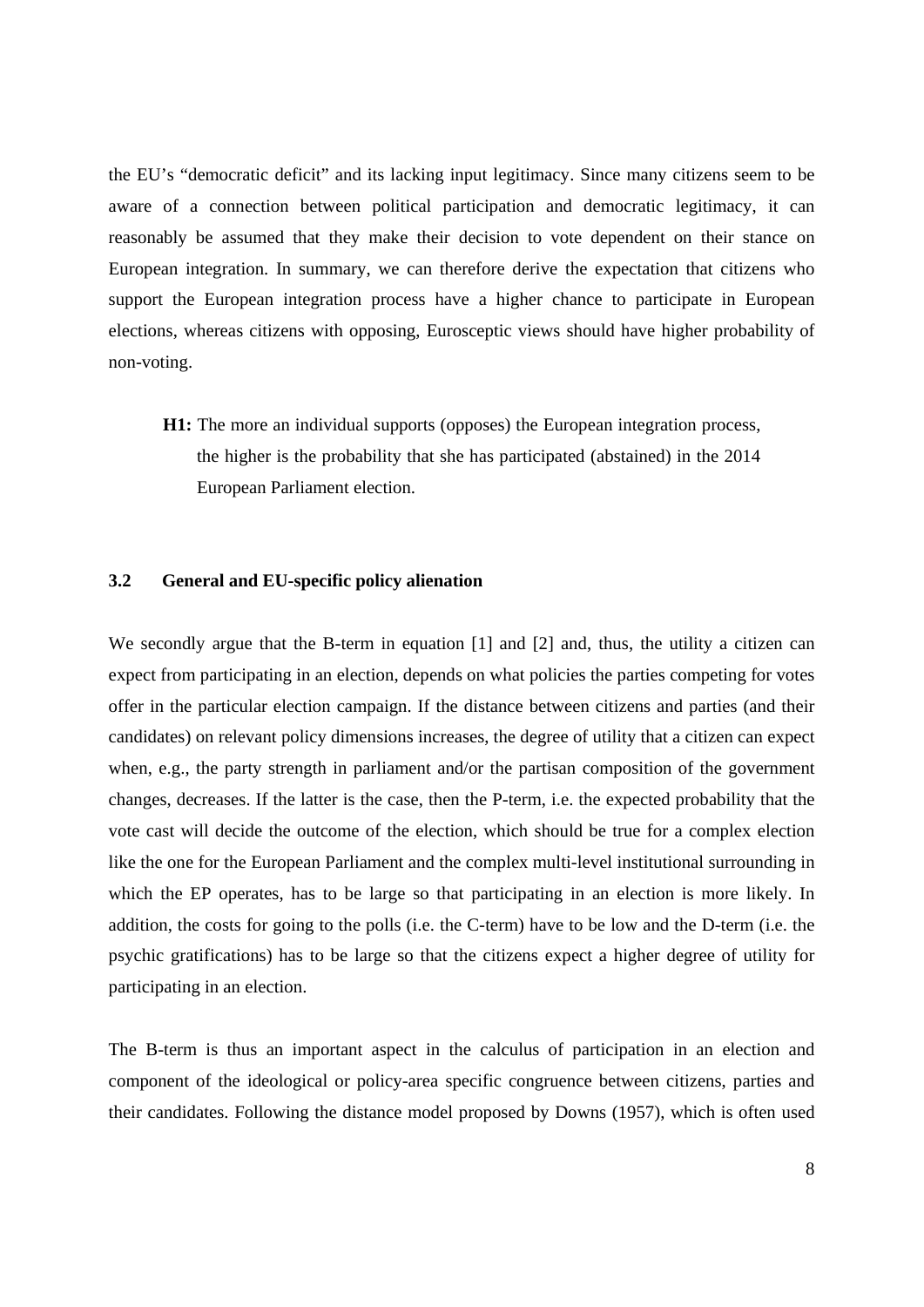the EU's "democratic deficit" and its lacking input legitimacy. Since many citizens seem to be aware of a connection between political participation and democratic legitimacy, it can reasonably be assumed that they make their decision to vote dependent on their stance on European integration. In summary, we can therefore derive the expectation that citizens who support the European integration process have a higher chance to participate in European elections, whereas citizens with opposing, Eurosceptic views should have higher probability of non-voting.

> **H1:** The more an individual supports (opposes) the European integration process, the higher is the probability that she has participated (abstained) in the 2014 European Parliament election.

### 3.2 General and EU-specific policy alienation

We secondly argue that the B-term in equation [1] and [2] and, thus, the utility a citizen can expect from participating in an election, depends on what policies the parties competing for votes offer in the particular election campaign. If the distance between citizens and parties (and their candidates) on relevant policy dimensions increases, the degree of utility that a citizen can expect when, e.g., the party strength in parliament and/or the partisan composition of the government changes, decreases. If the latter is the case, then the P-term, i.e. the expected probability that the vote cast will decide the outcome of the election, which should be true for a complex election like the one for the European Parliament and the complex multi-level institutional surrounding in which the EP operates, has to be large so that participating in an election is more likely. In addition, the costs for going to the polls (i.e. the C-term) have to be low and the D-term (i.e. the psychic gratifications) has to be large so that the citizens expect a higher degree of utility for participating in an election.

The B-term is thus an important aspect in the calculus of participation in an election and component of the ideological or policy-area specific congruence between citizens, parties and their candidates. Following the distance model proposed by Downs (1957), which is often used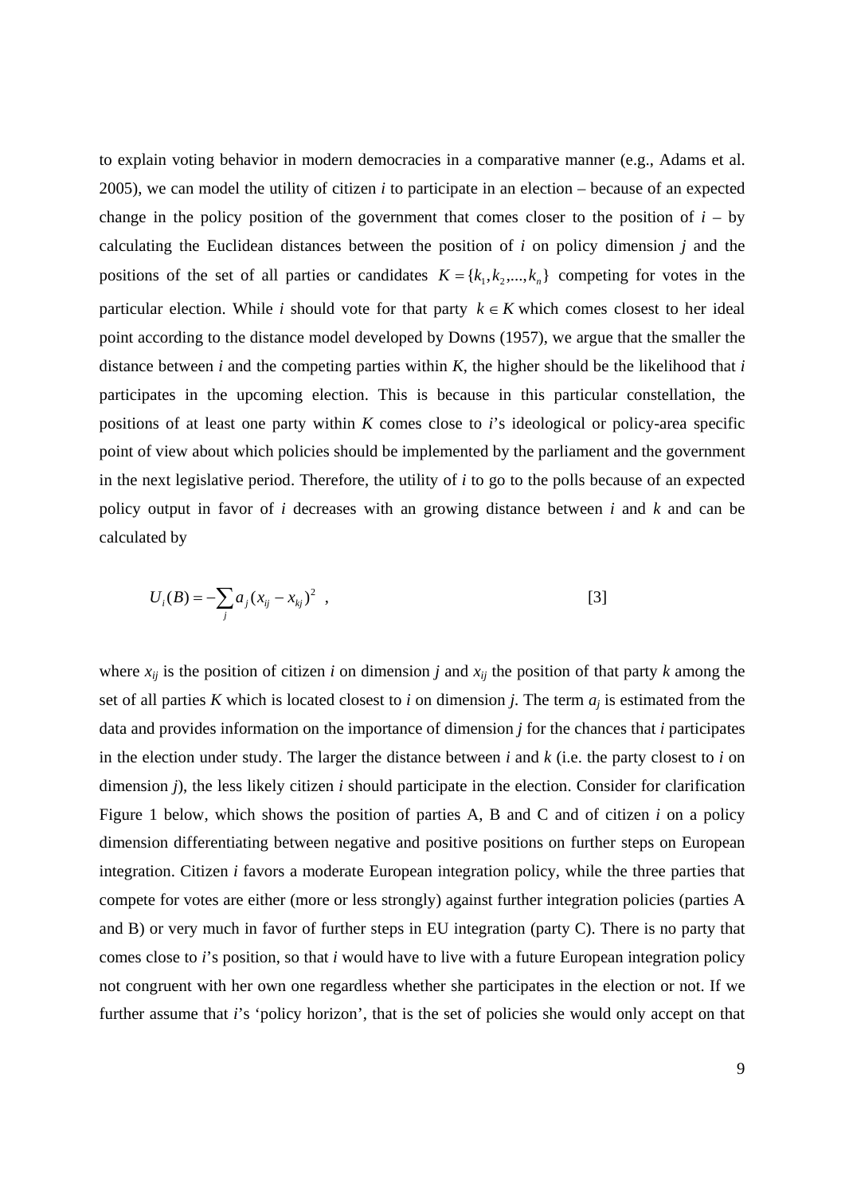to explain voting behavior in modern democracies in a comparative manner (e.g., Adams et al. 2005), we can model the utility of citizen *i* to participate in an election – because of an expected change in the policy position of the government that comes closer to the position of *i* – by calculating the Euclidean distances between the position of *i* on policy dimension *j* and the positions of the set of all parties or candidates $K = \{k_1, k_2, ..., k_n\}$ competing for votes in the particular election. While *i* should vote for that party $k \in K$ which comes closest to her ideal point according to the distance model developed by Downs (1957), we argue that the smaller the distance between *i* and the competing parties within *K*, the higher should be the likelihood that *i* participates in the upcoming election. This is because in this particular constellation, the positions of at least one party within *K* comes close to *i*'s ideological or policy-area specific point of view about which policies should be implemented by the parliament and the government in the next legislative period. Therefore, the utility of *i* to go to the polls because of an expected policy output in favor of *i* decreases with an growing distance between *i* and *k* and can be calculated by

$$U_i(B) = -\sum_j a_j (x_{ij} - x_{kj})^2 \quad , \qquad [3]$$

where $x_{ij}$ is the position of citizen *i* on dimension *j* and $x_{ij}$ the position of that party *k* among the set of all parties *K* which is located closest to *i* on dimension *j*. The term $a_j$ is estimated from the data and provides information on the importance of dimension *j* for the chances that *i* participates in the election under study. The larger the distance between *i* and *k* (i.e. the party closest to *i* on dimension *j*), the less likely citizen *i* should participate in the election. Consider for clarification Figure 1 below, which shows the position of parties A, B and C and of citizen *i* on a policy dimension differentiating between negative and positive positions on further steps on European integration. Citizen *i* favors a moderate European integration policy, while the three parties that compete for votes are either (more or less strongly) against further integration policies (parties A and B) or very much in favor of further steps in EU integration (party C). There is no party that comes close to *i*'s position, so that *i* would have to live with a future European integration policy not congruent with her own one regardless whether she participates in the election or not. If we further assume that *i*'s 'policy horizon', that is the set of policies she would only accept on that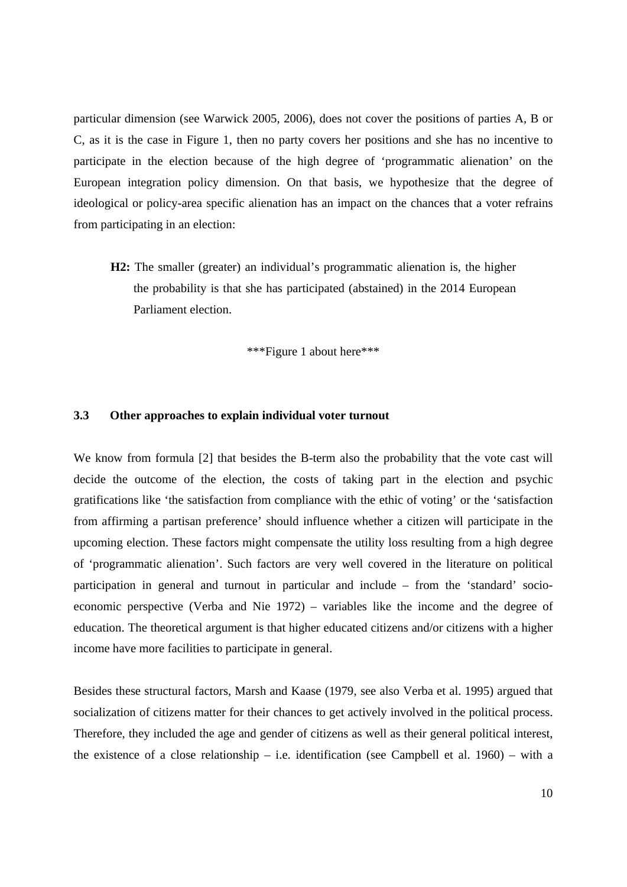particular dimension (see Warwick 2005, 2006), does not cover the positions of parties A, B or C, as it is the case in Figure 1, then no party covers her positions and she has no incentive to participate in the election because of the high degree of 'programmatic alienation' on the European integration policy dimension. On that basis, we hypothesize that the degree of ideological or policy-area specific alienation has an impact on the chances that a voter refrains from participating in an election:

> **H2:** The smaller (greater) an individual's programmatic alienation is, the higher the probability is that she has participated (abstained) in the 2014 European Parliament election.

***Figure 1 about here***

### 3.3 Other approaches to explain individual voter turnout

We know from formula [2] that besides the B-term also the probability that the vote cast will decide the outcome of the election, the costs of taking part in the election and psychic gratifications like 'the satisfaction from compliance with the ethic of voting' or the 'satisfaction from affirming a partisan preference' should influence whether a citizen will participate in the upcoming election. These factors might compensate the utility loss resulting from a high degree of 'programmatic alienation'. Such factors are very well covered in the literature on political participation in general and turnout in particular and include – from the 'standard' socio-economic perspective (Verba and Nie 1972) – variables like the income and the degree of education. The theoretical argument is that higher educated citizens and/or citizens with a higher income have more facilities to participate in general.

Besides these structural factors, Marsh and Kaase (1979, see also Verba et al. 1995) argued that socialization of citizens matter for their chances to get actively involved in the political process. Therefore, they included the age and gender of citizens as well as their general political interest, the existence of a close relationship – i.e. identification (see Campbell et al. 1960) – with a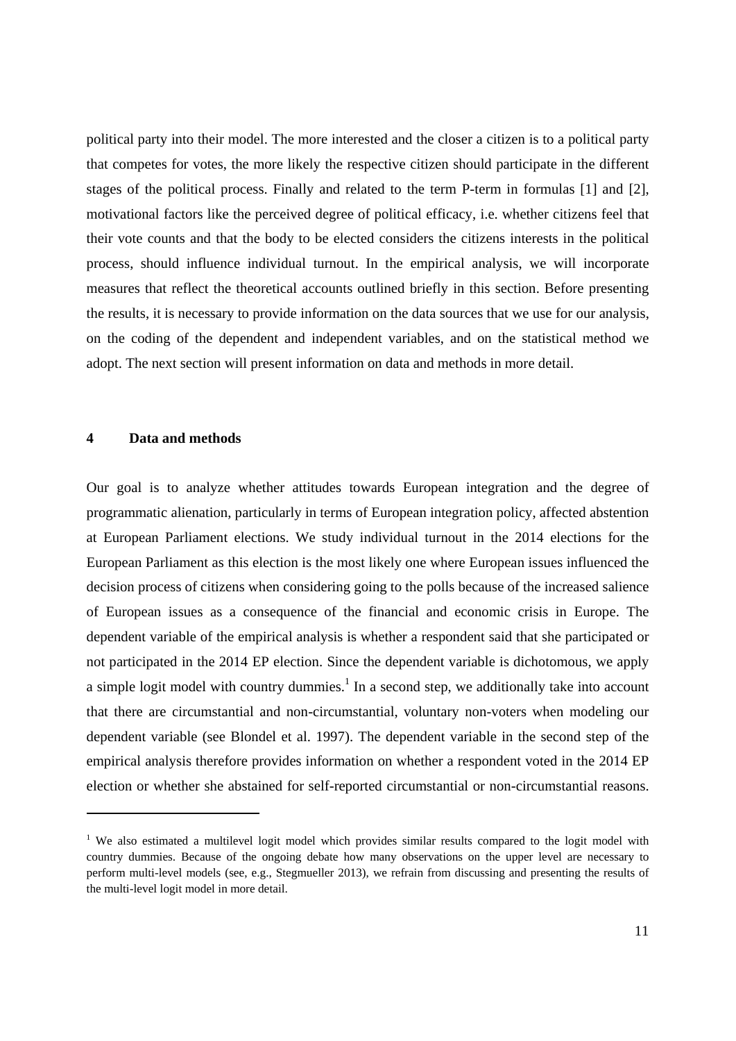political party into their model. The more interested and the closer a citizen is to a political party that competes for votes, the more likely the respective citizen should participate in the different stages of the political process. Finally and related to the term P-term in formulas [1] and [2], motivational factors like the perceived degree of political efficacy, i.e. whether citizens feel that their vote counts and that the body to be elected considers the citizens interests in the political process, should influence individual turnout. In the empirical analysis, we will incorporate measures that reflect the theoretical accounts outlined briefly in this section. Before presenting the results, it is necessary to provide information on the data sources that we use for our analysis, on the coding of the dependent and independent variables, and on the statistical method we adopt. The next section will present information on data and methods in more detail.

## 4 Data and methods

Our goal is to analyze whether attitudes towards European integration and the degree of programmatic alienation, particularly in terms of European integration policy, affected abstention at European Parliament elections. We study individual turnout in the 2014 elections for the European Parliament as this election is the most likely one where European issues influenced the decision process of citizens when considering going to the polls because of the increased salience of European issues as a consequence of the financial and economic crisis in Europe. The dependent variable of the empirical analysis is whether a respondent said that she participated or not participated in the 2014 EP election. Since the dependent variable is dichotomous, we apply a simple logit model with country dummies.[1] In a second step, we additionally take into account that there are circumstantial and non-circumstantial, voluntary non-voters when modeling our dependent variable (see Blondel et al. 1997). The dependent variable in the second step of the empirical analysis therefore provides information on whether a respondent voted in the 2014 EP election or whether she abstained for self-reported circumstantial or non-circumstantial reasons.

---

[1] We also estimated a multilevel logit model which provides similar results compared to the logit model with country dummies. Because of the ongoing debate how many observations on the upper level are necessary to perform multi-level models (see, e.g., Stegmueller 2013), we refrain from discussing and presenting the results of the multi-level logit model in more detail.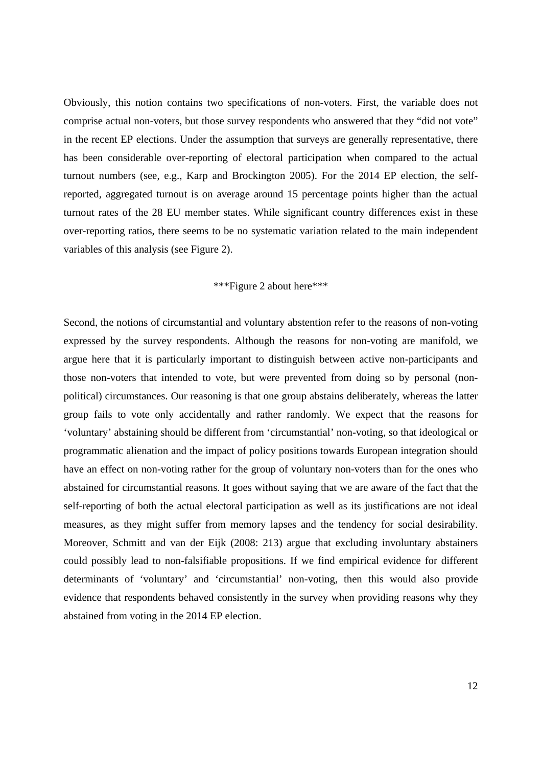Obviously, this notion contains two specifications of non-voters. First, the variable does not comprise actual non-voters, but those survey respondents who answered that they "did not vote" in the recent EP elections. Under the assumption that surveys are generally representative, there has been considerable over-reporting of electoral participation when compared to the actual turnout numbers (see, e.g., Karp and Brockington 2005). For the 2014 EP election, the self-reported, aggregated turnout is on average around 15 percentage points higher than the actual turnout rates of the 28 EU member states. While significant country differences exist in these over-reporting ratios, there seems to be no systematic variation related to the main independent variables of this analysis (see Figure 2).

***Figure 2 about here***

Second, the notions of circumstantial and voluntary abstention refer to the reasons of non-voting expressed by the survey respondents. Although the reasons for non-voting are manifold, we argue here that it is particularly important to distinguish between active non-participants and those non-voters that intended to vote, but were prevented from doing so by personal (non-political) circumstances. Our reasoning is that one group abstains deliberately, whereas the latter group fails to vote only accidentally and rather randomly. We expect that the reasons for 'voluntary' abstaining should be different from 'circumstantial' non-voting, so that ideological or programmatic alienation and the impact of policy positions towards European integration should have an effect on non-voting rather for the group of voluntary non-voters than for the ones who abstained for circumstantial reasons. It goes without saying that we are aware of the fact that the self-reporting of both the actual electoral participation as well as its justifications are not ideal measures, as they might suffer from memory lapses and the tendency for social desirability. Moreover, Schmitt and van der Eijk (2008: 213) argue that excluding involuntary abstainers could possibly lead to non-falsifiable propositions. If we find empirical evidence for different determinants of 'voluntary' and 'circumstantial' non-voting, then this would also provide evidence that respondents behaved consistently in the survey when providing reasons why they abstained from voting in the 2014 EP election.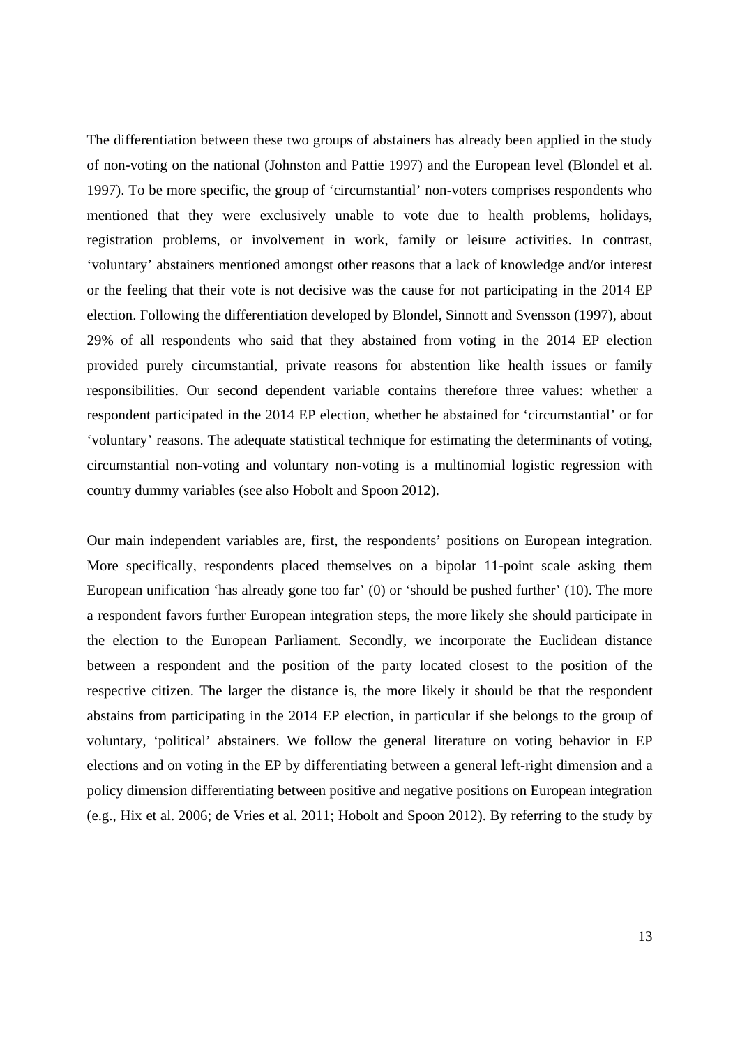The differentiation between these two groups of abstainers has already been applied in the study of non-voting on the national (Johnston and Pattie 1997) and the European level (Blondel et al. 1997). To be more specific, the group of 'circumstantial' non-voters comprises respondents who mentioned that they were exclusively unable to vote due to health problems, holidays, registration problems, or involvement in work, family or leisure activities. In contrast, 'voluntary' abstainers mentioned amongst other reasons that a lack of knowledge and/or interest or the feeling that their vote is not decisive was the cause for not participating in the 2014 EP election. Following the differentiation developed by Blondel, Sinnott and Svensson (1997), about 29% of all respondents who said that they abstained from voting in the 2014 EP election provided purely circumstantial, private reasons for abstention like health issues or family responsibilities. Our second dependent variable contains therefore three values: whether a respondent participated in the 2014 EP election, whether he abstained for 'circumstantial' or for 'voluntary' reasons. The adequate statistical technique for estimating the determinants of voting, circumstantial non-voting and voluntary non-voting is a multinomial logistic regression with country dummy variables (see also Hobolt and Spoon 2012).

Our main independent variables are, first, the respondents' positions on European integration. More specifically, respondents placed themselves on a bipolar 11-point scale asking them European unification 'has already gone too far' (0) or 'should be pushed further' (10). The more a respondent favors further European integration steps, the more likely she should participate in the election to the European Parliament. Secondly, we incorporate the Euclidean distance between a respondent and the position of the party located closest to the position of the respective citizen. The larger the distance is, the more likely it should be that the respondent abstains from participating in the 2014 EP election, in particular if she belongs to the group of voluntary, 'political' abstainers. We follow the general literature on voting behavior in EP elections and on voting in the EP by differentiating between a general left-right dimension and a policy dimension differentiating between positive and negative positions on European integration (e.g., Hix et al. 2006; de Vries et al. 2011; Hobolt and Spoon 2012). By referring to the study by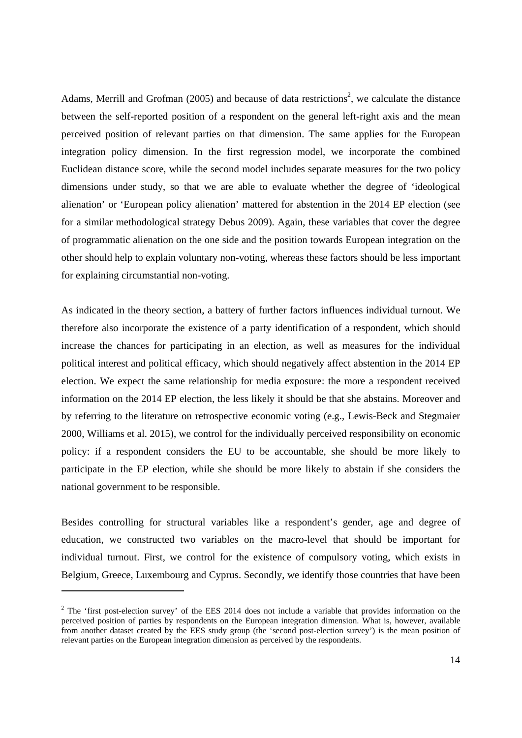Adams, Merrill and Grofman (2005) and because of data restrictions[2], we calculate the distance between the self-reported position of a respondent on the general left-right axis and the mean perceived position of relevant parties on that dimension. The same applies for the European integration policy dimension. In the first regression model, we incorporate the combined Euclidean distance score, while the second model includes separate measures for the two policy dimensions under study, so that we are able to evaluate whether the degree of 'ideological alienation' or 'European policy alienation' mattered for abstention in the 2014 EP election (see for a similar methodological strategy Debus 2009). Again, these variables that cover the degree of programmatic alienation on the one side and the position towards European integration on the other should help to explain voluntary non-voting, whereas these factors should be less important for explaining circumstantial non-voting.

As indicated in the theory section, a battery of further factors influences individual turnout. We therefore also incorporate the existence of a party identification of a respondent, which should increase the chances for participating in an election, as well as measures for the individual political interest and political efficacy, which should negatively affect abstention in the 2014 EP election. We expect the same relationship for media exposure: the more a respondent received information on the 2014 EP election, the less likely it should be that she abstains. Moreover and by referring to the literature on retrospective economic voting (e.g., Lewis-Beck and Stegmaier 2000, Williams et al. 2015), we control for the individually perceived responsibility on economic policy: if a respondent considers the EU to be accountable, she should be more likely to participate in the EP election, while she should be more likely to abstain if she considers the national government to be responsible.

Besides controlling for structural variables like a respondent's gender, age and degree of education, we constructed two variables on the macro-level that should be important for individual turnout. First, we control for the existence of compulsory voting, which exists in Belgium, Greece, Luxembourg and Cyprus. Secondly, we identify those countries that have been

---

[2] The 'first post-election survey' of the EES 2014 does not include a variable that provides information on the perceived position of parties by respondents on the European integration dimension. What is, however, available from another dataset created by the EES study group (the 'second post-election survey') is the mean position of relevant parties on the European integration dimension as perceived by the respondents.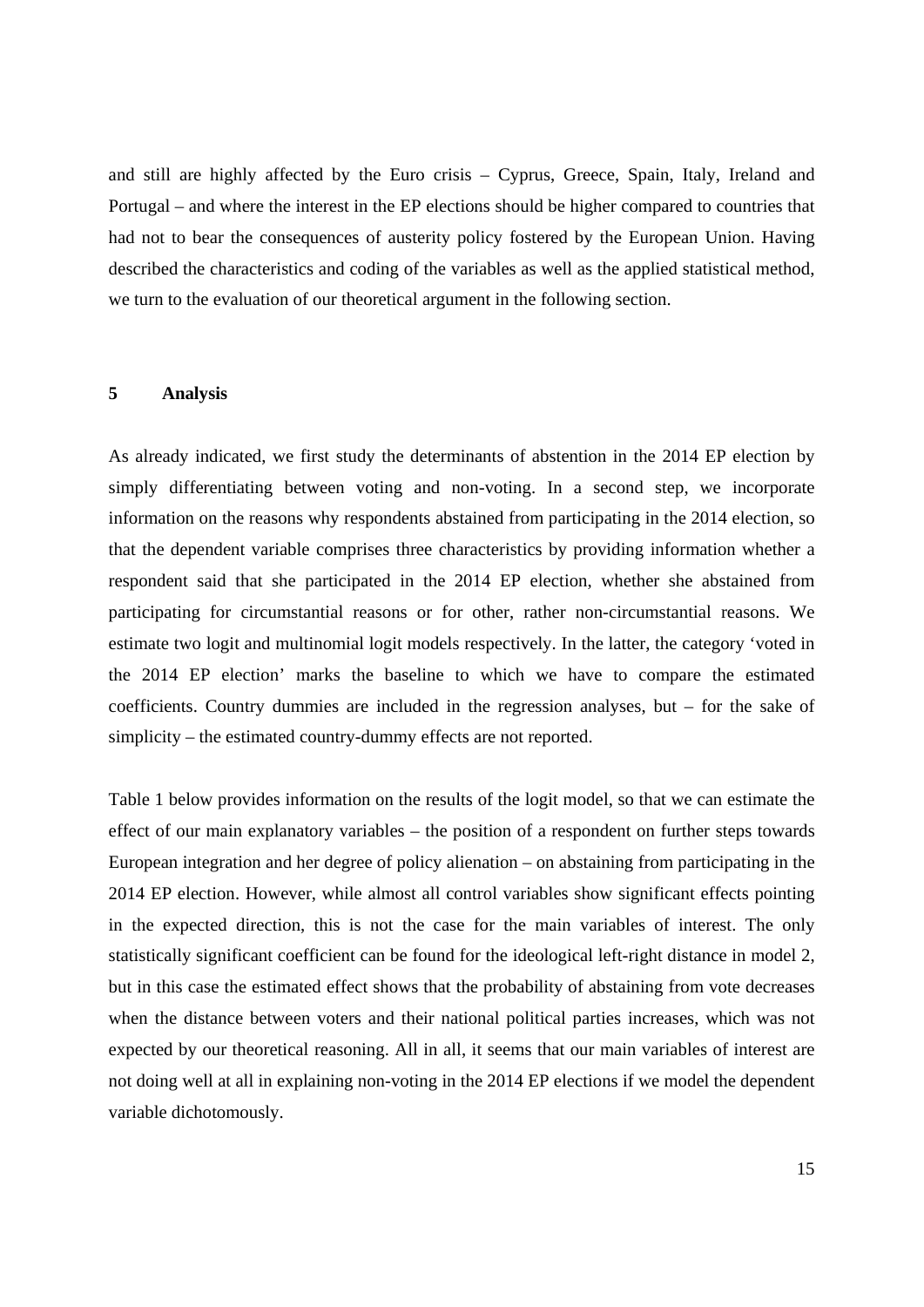and still are highly affected by the Euro crisis – Cyprus, Greece, Spain, Italy, Ireland and Portugal – and where the interest in the EP elections should be higher compared to countries that had not to bear the consequences of austerity policy fostered by the European Union. Having described the characteristics and coding of the variables as well as the applied statistical method, we turn to the evaluation of our theoretical argument in the following section.

## 5 Analysis

As already indicated, we first study the determinants of abstention in the 2014 EP election by simply differentiating between voting and non-voting. In a second step, we incorporate information on the reasons why respondents abstained from participating in the 2014 election, so that the dependent variable comprises three characteristics by providing information whether a respondent said that she participated in the 2014 EP election, whether she abstained from participating for circumstantial reasons or for other, rather non-circumstantial reasons. We estimate two logit and multinomial logit models respectively. In the latter, the category 'voted in the 2014 EP election' marks the baseline to which we have to compare the estimated coefficients. Country dummies are included in the regression analyses, but – for the sake of simplicity – the estimated country-dummy effects are not reported.

Table 1 below provides information on the results of the logit model, so that we can estimate the effect of our main explanatory variables – the position of a respondent on further steps towards European integration and her degree of policy alienation – on abstaining from participating in the 2014 EP election. However, while almost all control variables show significant effects pointing in the expected direction, this is not the case for the main variables of interest. The only statistically significant coefficient can be found for the ideological left-right distance in model 2, but in this case the estimated effect shows that the probability of abstaining from vote decreases when the distance between voters and their national political parties increases, which was not expected by our theoretical reasoning. All in all, it seems that our main variables of interest are not doing well at all in explaining non-voting in the 2014 EP elections if we model the dependent variable dichotomously.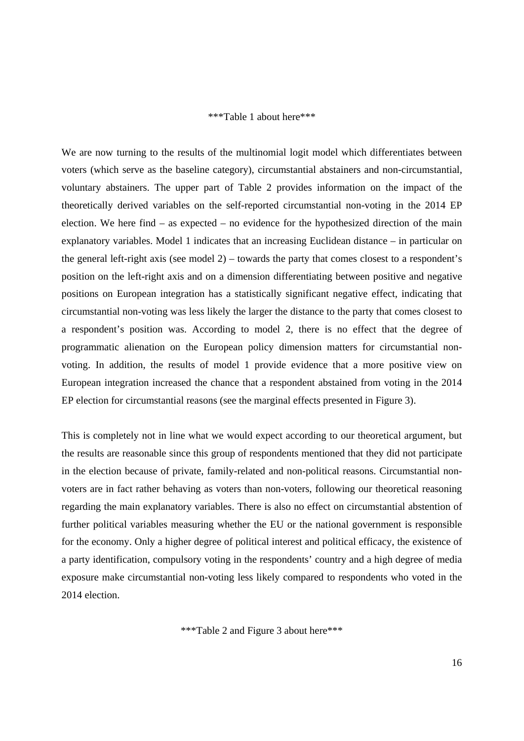***Table 1 about here***

We are now turning to the results of the multinomial logit model which differentiates between voters (which serve as the baseline category), circumstantial abstainers and non-circumstantial, voluntary abstainers. The upper part of Table 2 provides information on the impact of the theoretically derived variables on the self-reported circumstantial non-voting in the 2014 EP election. We here find – as expected – no evidence for the hypothesized direction of the main explanatory variables. Model 1 indicates that an increasing Euclidean distance – in particular on the general left-right axis (see model 2) – towards the party that comes closest to a respondent's position on the left-right axis and on a dimension differentiating between positive and negative positions on European integration has a statistically significant negative effect, indicating that circumstantial non-voting was less likely the larger the distance to the party that comes closest to a respondent's position was. According to model 2, there is no effect that the degree of programmatic alienation on the European policy dimension matters for circumstantial non-voting. In addition, the results of model 1 provide evidence that a more positive view on European integration increased the chance that a respondent abstained from voting in the 2014 EP election for circumstantial reasons (see the marginal effects presented in Figure 3).

This is completely not in line what we would expect according to our theoretical argument, but the results are reasonable since this group of respondents mentioned that they did not participate in the election because of private, family-related and non-political reasons. Circumstantial non-voters are in fact rather behaving as voters than non-voters, following our theoretical reasoning regarding the main explanatory variables. There is also no effect on circumstantial abstention of further political variables measuring whether the EU or the national government is responsible for the economy. Only a higher degree of political interest and political efficacy, the existence of a party identification, compulsory voting in the respondents' country and a high degree of media exposure make circumstantial non-voting less likely compared to respondents who voted in the 2014 election.

***Table 2 and Figure 3 about here***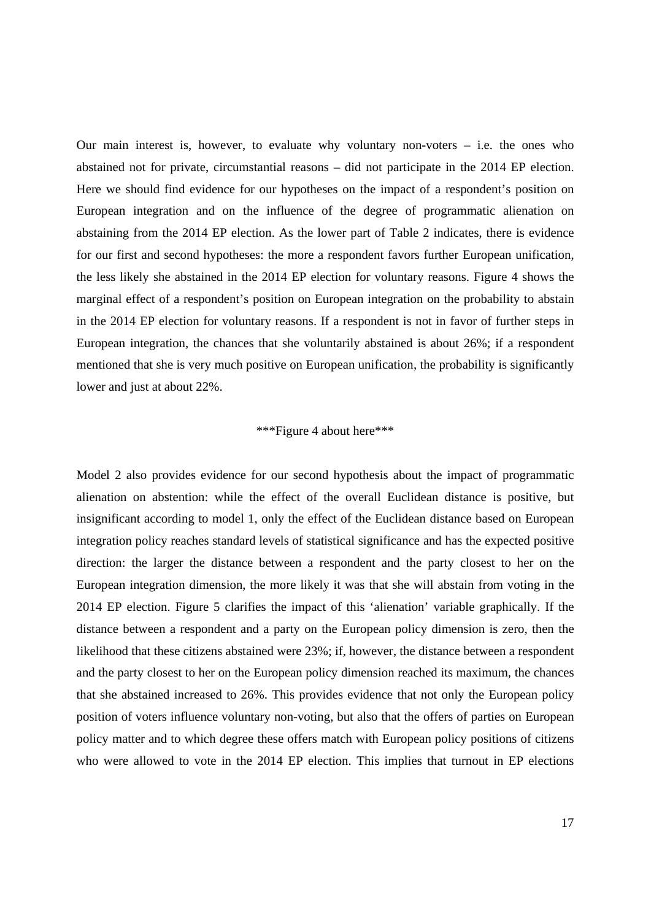Our main interest is, however, to evaluate why voluntary non-voters – i.e. the ones who abstained not for private, circumstantial reasons – did not participate in the 2014 EP election. Here we should find evidence for our hypotheses on the impact of a respondent's position on European integration and on the influence of the degree of programmatic alienation on abstaining from the 2014 EP election. As the lower part of Table 2 indicates, there is evidence for our first and second hypotheses: the more a respondent favors further European unification, the less likely she abstained in the 2014 EP election for voluntary reasons. Figure 4 shows the marginal effect of a respondent's position on European integration on the probability to abstain in the 2014 EP election for voluntary reasons. If a respondent is not in favor of further steps in European integration, the chances that she voluntarily abstained is about 26%; if a respondent mentioned that she is very much positive on European unification, the probability is significantly lower and just at about 22%.

***Figure 4 about here***

Model 2 also provides evidence for our second hypothesis about the impact of programmatic alienation on abstention: while the effect of the overall Euclidean distance is positive, but insignificant according to model 1, only the effect of the Euclidean distance based on European integration policy reaches standard levels of statistical significance and has the expected positive direction: the larger the distance between a respondent and the party closest to her on the European integration dimension, the more likely it was that she will abstain from voting in the 2014 EP election. Figure 5 clarifies the impact of this 'alienation' variable graphically. If the distance between a respondent and a party on the European policy dimension is zero, then the likelihood that these citizens abstained were 23%; if, however, the distance between a respondent and the party closest to her on the European policy dimension reached its maximum, the chances that she abstained increased to 26%. This provides evidence that not only the European policy position of voters influence voluntary non-voting, but also that the offers of parties on European policy matter and to which degree these offers match with European policy positions of citizens who were allowed to vote in the 2014 EP election. This implies that turnout in EP elections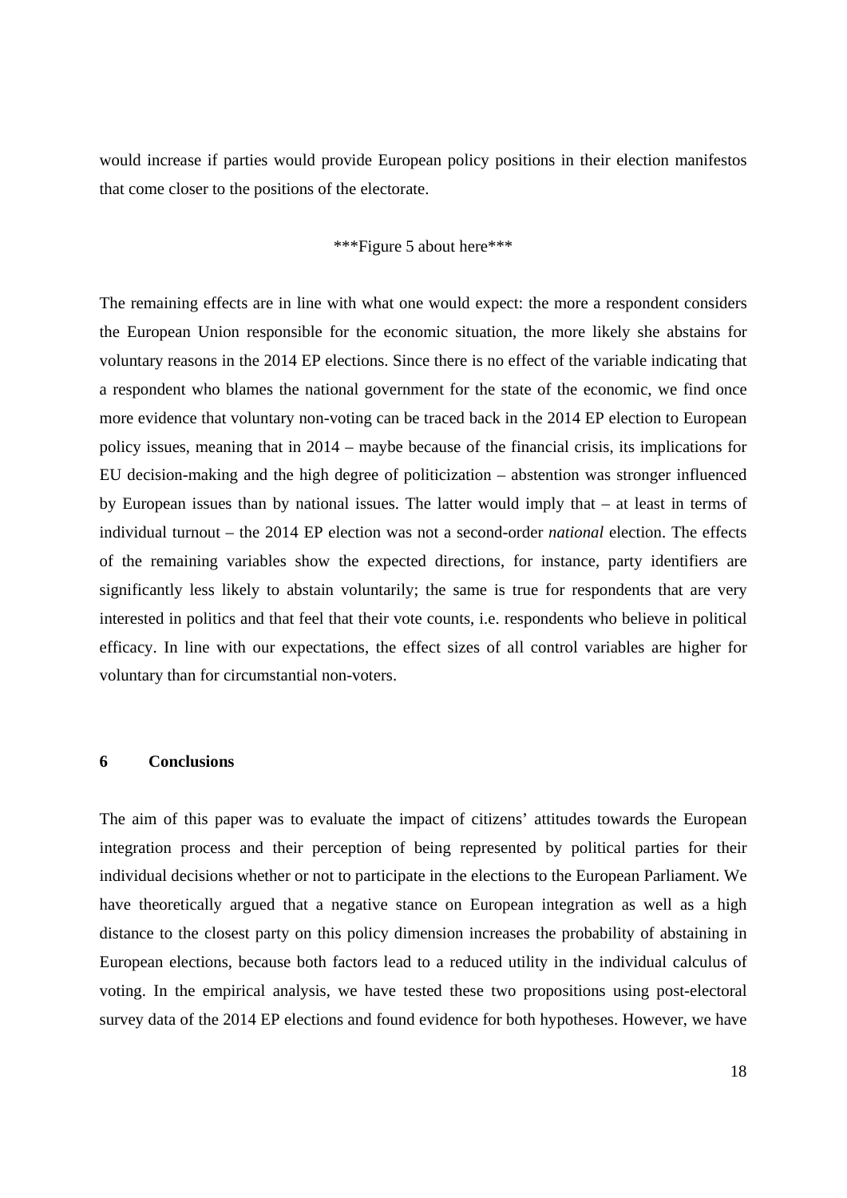would increase if parties would provide European policy positions in their election manifestos that come closer to the positions of the electorate.

***Figure 5 about here***

The remaining effects are in line with what one would expect: the more a respondent considers the European Union responsible for the economic situation, the more likely she abstains for voluntary reasons in the 2014 EP elections. Since there is no effect of the variable indicating that a respondent who blames the national government for the state of the economic, we find once more evidence that voluntary non-voting can be traced back in the 2014 EP election to European policy issues, meaning that in 2014 – maybe because of the financial crisis, its implications for EU decision-making and the high degree of politicization – abstention was stronger influenced by European issues than by national issues. The latter would imply that – at least in terms of individual turnout – the 2014 EP election was not a second-order *national* election. The effects of the remaining variables show the expected directions, for instance, party identifiers are significantly less likely to abstain voluntarily; the same is true for respondents that are very interested in politics and that feel that their vote counts, i.e. respondents who believe in political efficacy. In line with our expectations, the effect sizes of all control variables are higher for voluntary than for circumstantial non-voters.

## 6 Conclusions

The aim of this paper was to evaluate the impact of citizens' attitudes towards the European integration process and their perception of being represented by political parties for their individual decisions whether or not to participate in the elections to the European Parliament. We have theoretically argued that a negative stance on European integration as well as a high distance to the closest party on this policy dimension increases the probability of abstaining in European elections, because both factors lead to a reduced utility in the individual calculus of voting. In the empirical analysis, we have tested these two propositions using post-electoral survey data of the 2014 EP elections and found evidence for both hypotheses. However, we have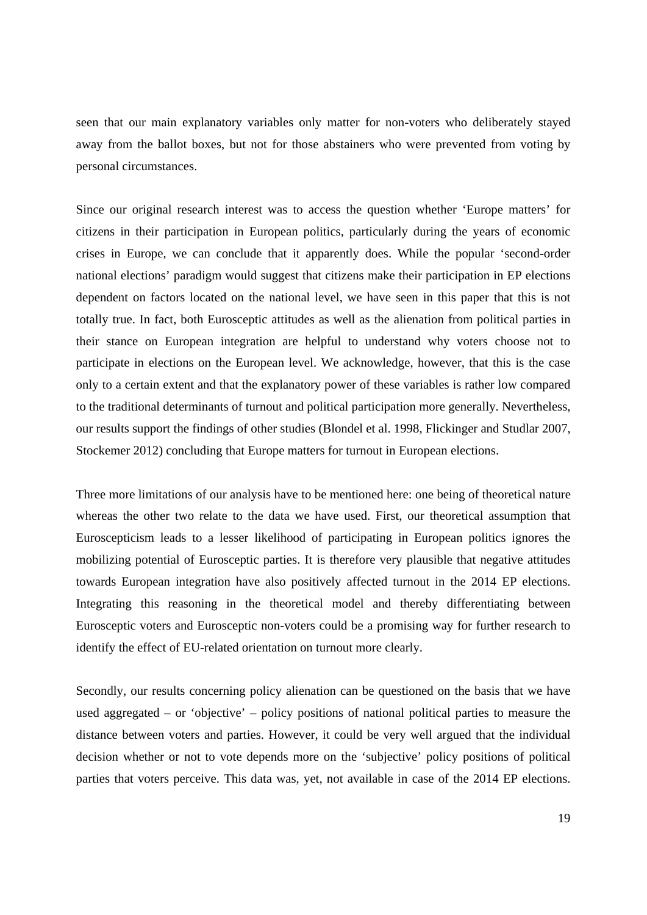seen that our main explanatory variables only matter for non-voters who deliberately stayed away from the ballot boxes, but not for those abstainers who were prevented from voting by personal circumstances.

Since our original research interest was to access the question whether 'Europe matters' for citizens in their participation in European politics, particularly during the years of economic crises in Europe, we can conclude that it apparently does. While the popular 'second-order national elections' paradigm would suggest that citizens make their participation in EP elections dependent on factors located on the national level, we have seen in this paper that this is not totally true. In fact, both Eurosceptic attitudes as well as the alienation from political parties in their stance on European integration are helpful to understand why voters choose not to participate in elections on the European level. We acknowledge, however, that this is the case only to a certain extent and that the explanatory power of these variables is rather low compared to the traditional determinants of turnout and political participation more generally. Nevertheless, our results support the findings of other studies (Blondel et al. 1998, Flickinger and Studlar 2007, Stockemer 2012) concluding that Europe matters for turnout in European elections.

Three more limitations of our analysis have to be mentioned here: one being of theoretical nature whereas the other two relate to the data we have used. First, our theoretical assumption that Euroscepticism leads to a lesser likelihood of participating in European politics ignores the mobilizing potential of Eurosceptic parties. It is therefore very plausible that negative attitudes towards European integration have also positively affected turnout in the 2014 EP elections. Integrating this reasoning in the theoretical model and thereby differentiating between Eurosceptic voters and Eurosceptic non-voters could be a promising way for further research to identify the effect of EU-related orientation on turnout more clearly.

Secondly, our results concerning policy alienation can be questioned on the basis that we have used aggregated – or 'objective' – policy positions of national political parties to measure the distance between voters and parties. However, it could be very well argued that the individual decision whether or not to vote depends more on the 'subjective' policy positions of political parties that voters perceive. This data was, yet, not available in case of the 2014 EP elections.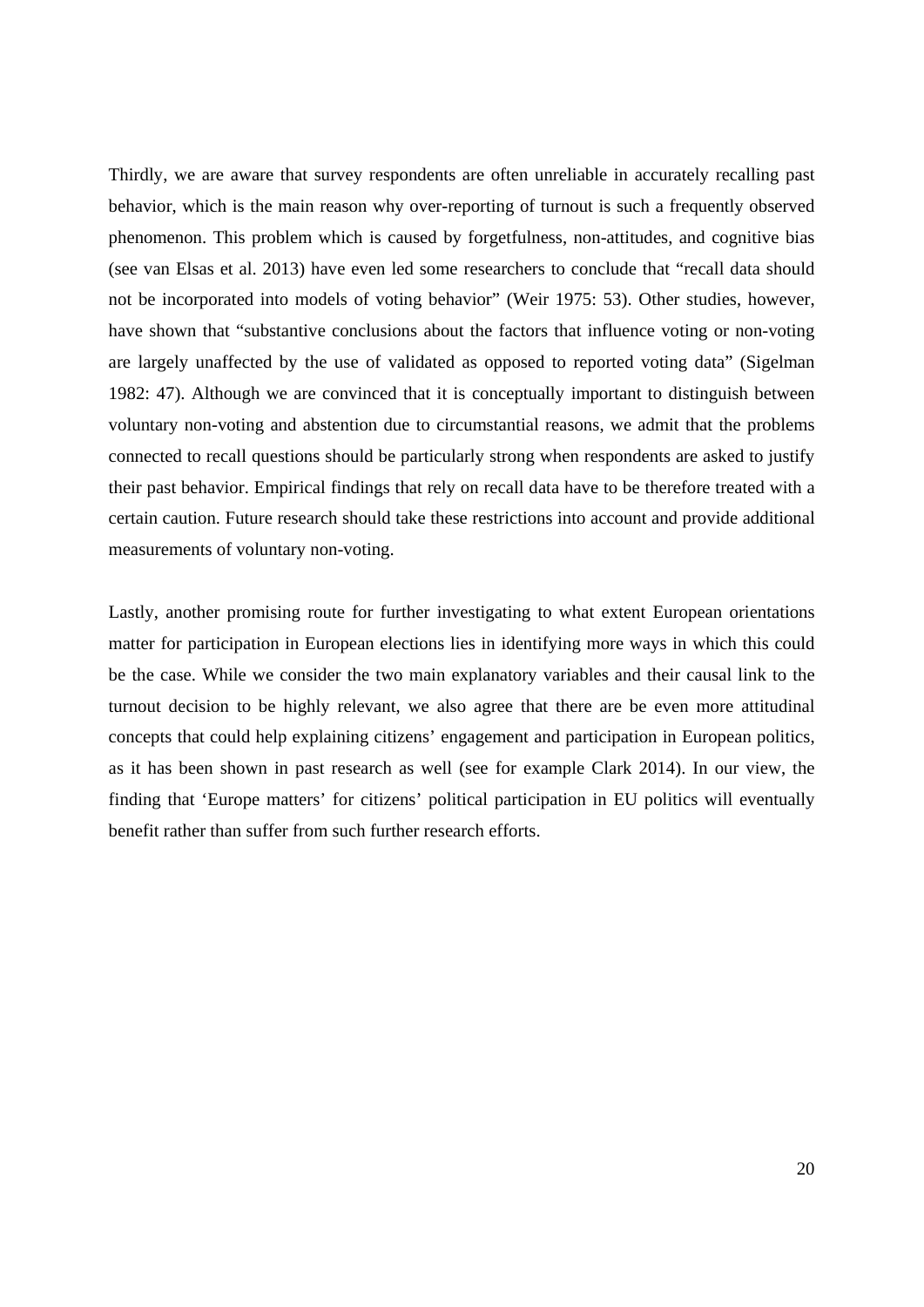Thirdly, we are aware that survey respondents are often unreliable in accurately recalling past behavior, which is the main reason why over-reporting of turnout is such a frequently observed phenomenon. This problem which is caused by forgetfulness, non-attitudes, and cognitive bias (see van Elsas et al. 2013) have even led some researchers to conclude that "recall data should not be incorporated into models of voting behavior" (Weir 1975: 53). Other studies, however, have shown that "substantive conclusions about the factors that influence voting or non-voting are largely unaffected by the use of validated as opposed to reported voting data" (Sigelman 1982: 47). Although we are convinced that it is conceptually important to distinguish between voluntary non-voting and abstention due to circumstantial reasons, we admit that the problems connected to recall questions should be particularly strong when respondents are asked to justify their past behavior. Empirical findings that rely on recall data have to be therefore treated with a certain caution. Future research should take these restrictions into account and provide additional measurements of voluntary non-voting.

Lastly, another promising route for further investigating to what extent European orientations matter for participation in European elections lies in identifying more ways in which this could be the case. While we consider the two main explanatory variables and their causal link to the turnout decision to be highly relevant, we also agree that there are be even more attitudinal concepts that could help explaining citizens' engagement and participation in European politics, as it has been shown in past research as well (see for example Clark 2014). In our view, the finding that 'Europe matters' for citizens' political participation in EU politics will eventually benefit rather than suffer from such further research efforts.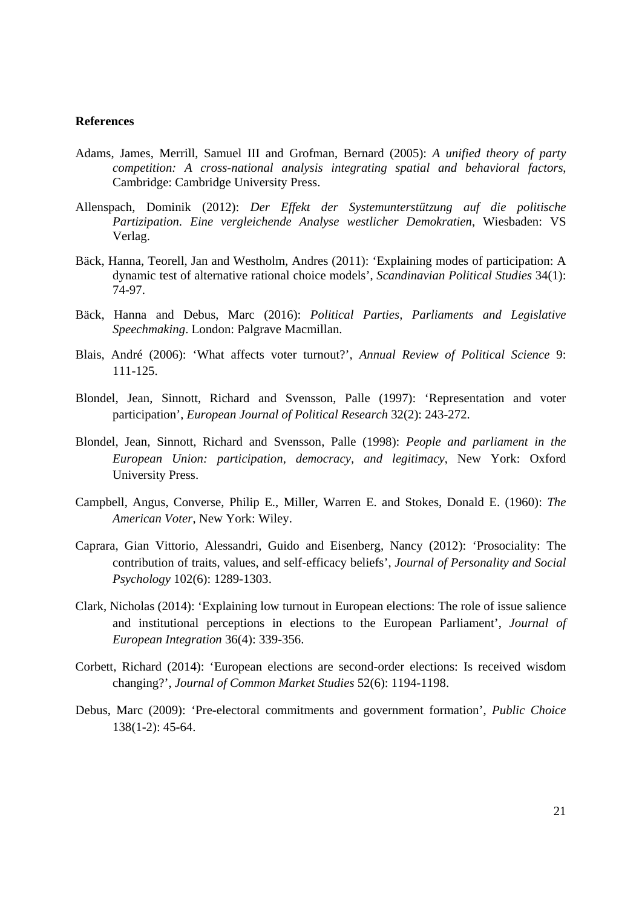**References**

Adams, James, Merrill, Samuel III and Grofman, Bernard (2005): *A unified theory of party competition: A cross-national analysis integrating spatial and behavioral factors*, Cambridge: Cambridge University Press.

Allenspach, Dominik (2012): *Der Effekt der Systemunterstützung auf die politische Partizipation. Eine vergleichende Analyse westlicher Demokratien*, Wiesbaden: VS Verlag.

Bäck, Hanna, Teorell, Jan and Westholm, Andres (2011): 'Explaining modes of participation: A dynamic test of alternative rational choice models', *Scandinavian Political Studies* 34(1): 74-97.

Bäck, Hanna and Debus, Marc (2016): *Political Parties, Parliaments and Legislative Speechmaking*. London: Palgrave Macmillan.

Blais, André (2006): 'What affects voter turnout?', *Annual Review of Political Science* 9: 111-125.

Blondel, Jean, Sinnott, Richard and Svensson, Palle (1997): 'Representation and voter participation', *European Journal of Political Research* 32(2): 243-272.

Blondel, Jean, Sinnott, Richard and Svensson, Palle (1998): *People and parliament in the European Union: participation, democracy, and legitimacy*, New York: Oxford University Press.

Campbell, Angus, Converse, Philip E., Miller, Warren E. and Stokes, Donald E. (1960): *The American Voter*, New York: Wiley.

Caprara, Gian Vittorio, Alessandri, Guido and Eisenberg, Nancy (2012): 'Prosociality: The contribution of traits, values, and self-efficacy beliefs', *Journal of Personality and Social Psychology* 102(6): 1289-1303.

Clark, Nicholas (2014): 'Explaining low turnout in European elections: The role of issue salience and institutional perceptions in elections to the European Parliament', *Journal of European Integration* 36(4): 339-356.

Corbett, Richard (2014): 'European elections are second-order elections: Is received wisdom changing?', *Journal of Common Market Studies* 52(6): 1194-1198.

Debus, Marc (2009): 'Pre-electoral commitments and government formation', *Public Choice* 138(1-2): 45-64.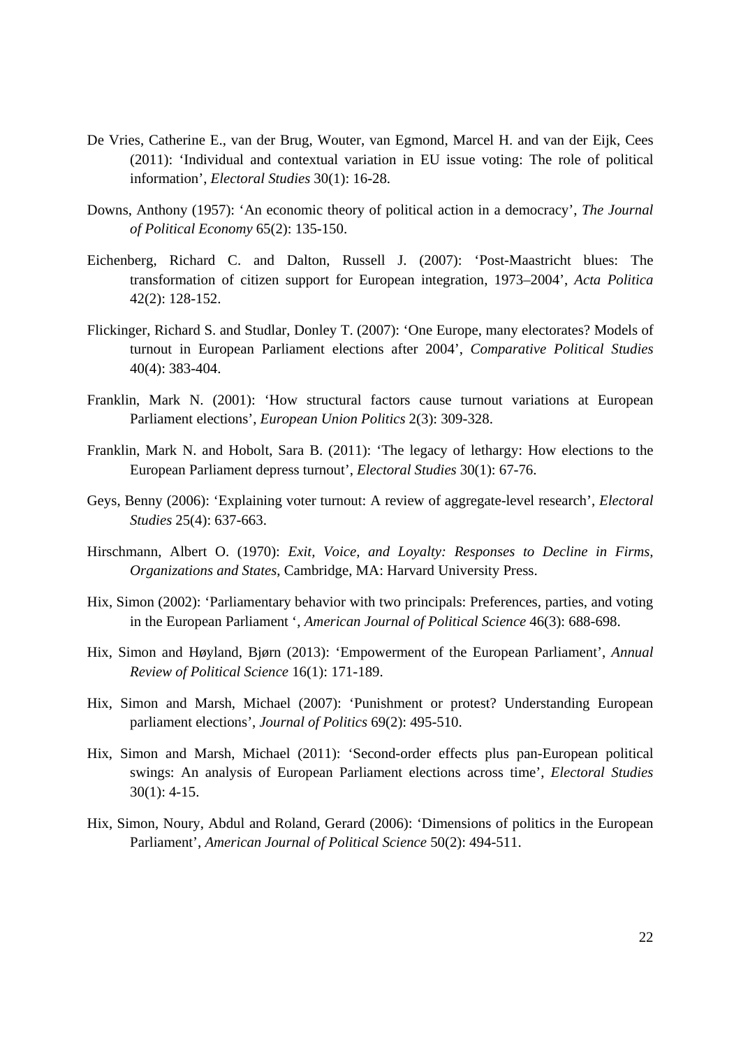De Vries, Catherine E., van der Brug, Wouter, van Egmond, Marcel H. and van der Eijk, Cees (2011): 'Individual and contextual variation in EU issue voting: The role of political information', *Electoral Studies* 30(1): 16-28.

Downs, Anthony (1957): 'An economic theory of political action in a democracy', *The Journal of Political Economy* 65(2): 135-150.

Eichenberg, Richard C. and Dalton, Russell J. (2007): 'Post-Maastricht blues: The transformation of citizen support for European integration, 1973–2004', *Acta Politica* 42(2): 128-152.

Flickinger, Richard S. and Studlar, Donley T. (2007): 'One Europe, many electorates? Models of turnout in European Parliament elections after 2004', *Comparative Political Studies* 40(4): 383-404.

Franklin, Mark N. (2001): 'How structural factors cause turnout variations at European Parliament elections', *European Union Politics* 2(3): 309-328.

Franklin, Mark N. and Hobolt, Sara B. (2011): 'The legacy of lethargy: How elections to the European Parliament depress turnout', *Electoral Studies* 30(1): 67-76.

Geys, Benny (2006): 'Explaining voter turnout: A review of aggregate-level research', *Electoral Studies* 25(4): 637-663.

Hirschmann, Albert O. (1970): *Exit, Voice, and Loyalty: Responses to Decline in Firms, Organizations and States*, Cambridge, MA: Harvard University Press.

Hix, Simon (2002): 'Parliamentary behavior with two principals: Preferences, parties, and voting in the European Parliament ', *American Journal of Political Science* 46(3): 688-698.

Hix, Simon and Høyland, Bjørn (2013): 'Empowerment of the European Parliament', *Annual Review of Political Science* 16(1): 171-189.

Hix, Simon and Marsh, Michael (2007): 'Punishment or protest? Understanding European parliament elections', *Journal of Politics* 69(2): 495-510.

Hix, Simon and Marsh, Michael (2011): 'Second-order effects plus pan-European political swings: An analysis of European Parliament elections across time', *Electoral Studies* 30(1): 4-15.

Hix, Simon, Noury, Abdul and Roland, Gerard (2006): 'Dimensions of politics in the European Parliament', *American Journal of Political Science* 50(2): 494-511.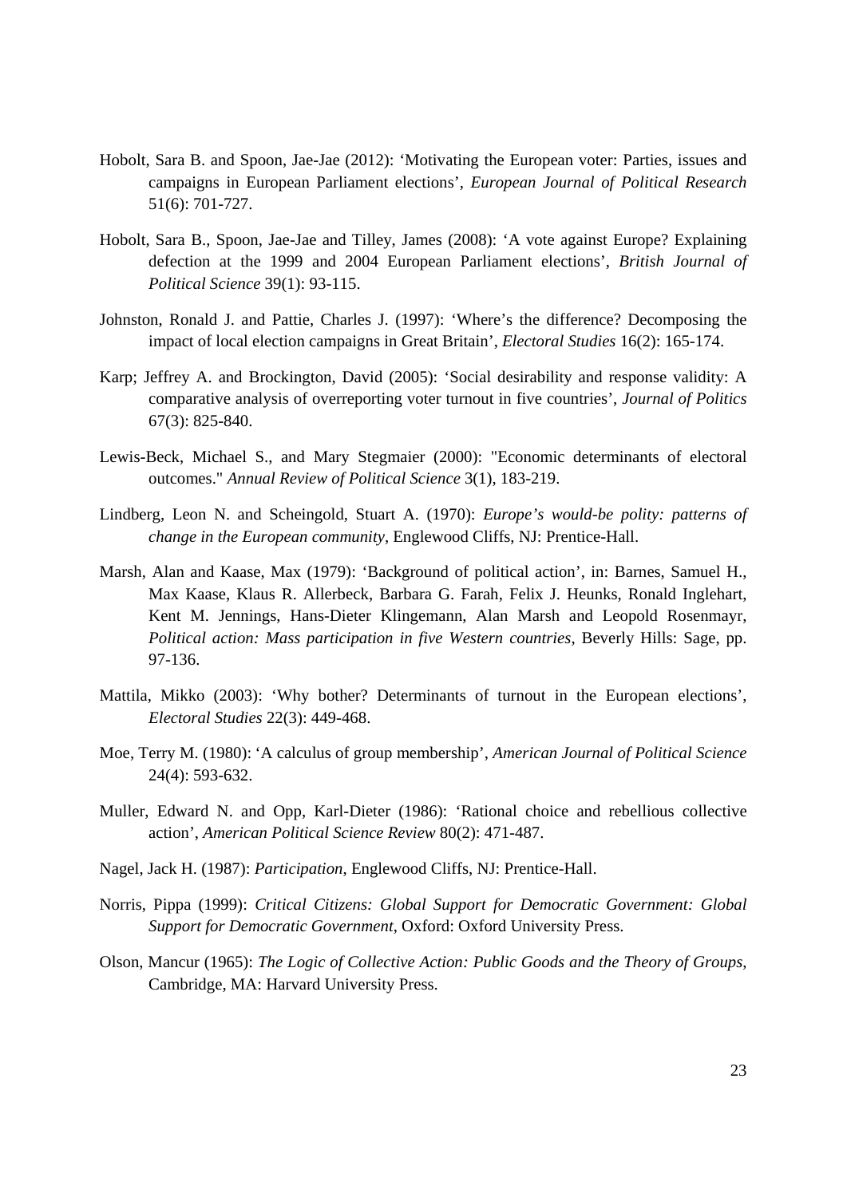Hobolt, Sara B. and Spoon, Jae-Jae (2012): 'Motivating the European voter: Parties, issues and campaigns in European Parliament elections', *European Journal of Political Research* 51(6): 701-727.

Hobolt, Sara B., Spoon, Jae-Jae and Tilley, James (2008): 'A vote against Europe? Explaining defection at the 1999 and 2004 European Parliament elections', *British Journal of Political Science* 39(1): 93-115.

Johnston, Ronald J. and Pattie, Charles J. (1997): 'Where's the difference? Decomposing the impact of local election campaigns in Great Britain', *Electoral Studies* 16(2): 165-174.

Karp; Jeffrey A. and Brockington, David (2005): 'Social desirability and response validity: A comparative analysis of overreporting voter turnout in five countries', *Journal of Politics* 67(3): 825-840.

Lewis-Beck, Michael S., and Mary Stegmaier (2000): "Economic determinants of electoral outcomes." *Annual Review of Political Science* 3(1), 183-219.

Lindberg, Leon N. and Scheingold, Stuart A. (1970): *Europe's would-be polity: patterns of change in the European community*, Englewood Cliffs, NJ: Prentice-Hall.

Marsh, Alan and Kaase, Max (1979): 'Background of political action', in: Barnes, Samuel H., Max Kaase, Klaus R. Allerbeck, Barbara G. Farah, Felix J. Heunks, Ronald Inglehart, Kent M. Jennings, Hans-Dieter Klingemann, Alan Marsh and Leopold Rosenmayr, *Political action: Mass participation in five Western countries*, Beverly Hills: Sage, pp. 97-136.

Mattila, Mikko (2003): 'Why bother? Determinants of turnout in the European elections', *Electoral Studies* 22(3): 449-468.

Moe, Terry M. (1980): 'A calculus of group membership', *American Journal of Political Science* 24(4): 593-632.

Muller, Edward N. and Opp, Karl-Dieter (1986): 'Rational choice and rebellious collective action', *American Political Science Review* 80(2): 471-487.

Nagel, Jack H. (1987): *Participation*, Englewood Cliffs, NJ: Prentice-Hall.

Norris, Pippa (1999): *Critical Citizens: Global Support for Democratic Government: Global Support for Democratic Government*, Oxford: Oxford University Press.

Olson, Mancur (1965): *The Logic of Collective Action: Public Goods and the Theory of Groups*, Cambridge, MA: Harvard University Press.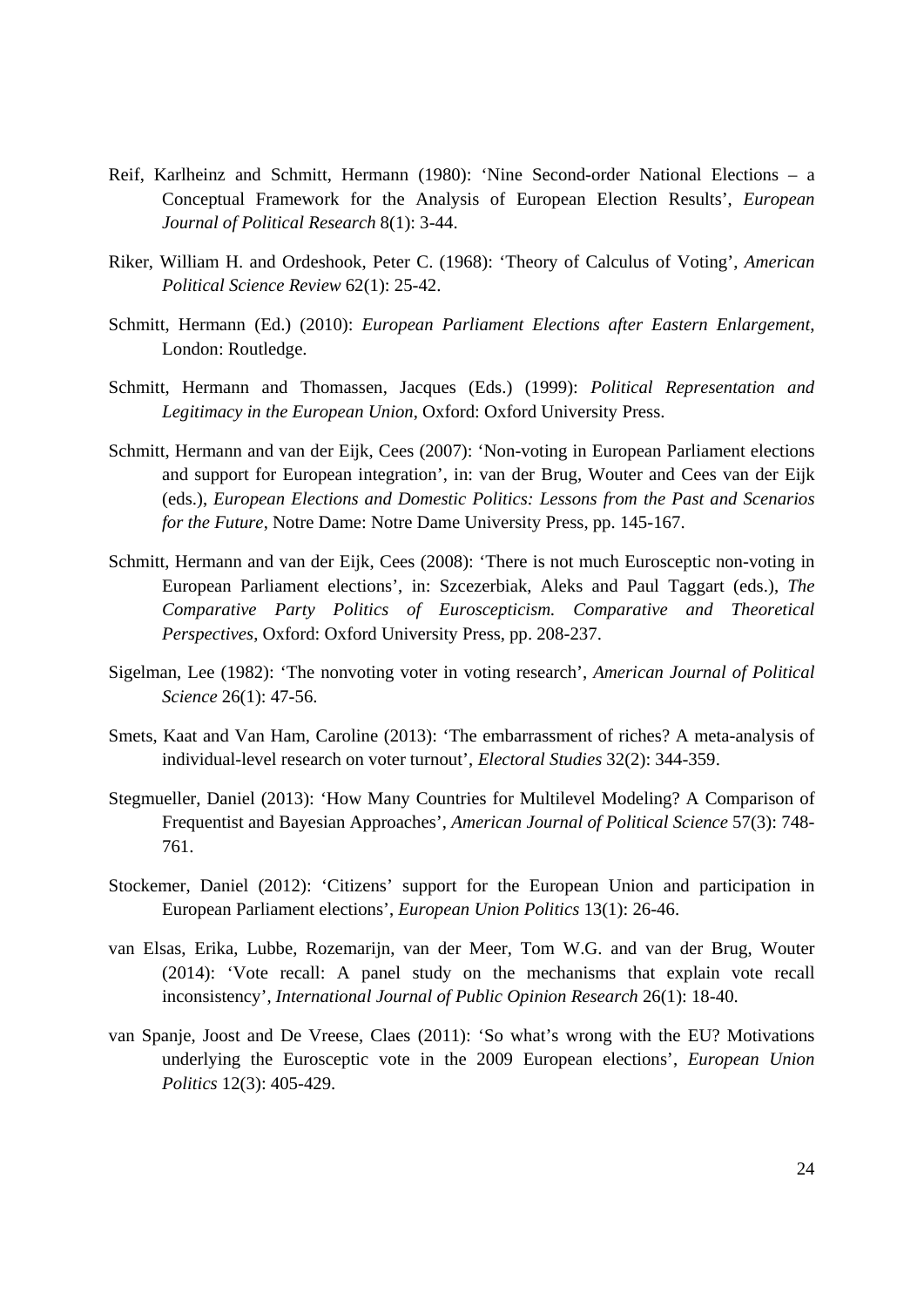Reif, Karlheinz and Schmitt, Hermann (1980): 'Nine Second-order National Elections – a Conceptual Framework for the Analysis of European Election Results', *European Journal of Political Research* 8(1): 3-44.

Riker, William H. and Ordeshook, Peter C. (1968): 'Theory of Calculus of Voting', *American Political Science Review* 62(1): 25-42.

Schmitt, Hermann (Ed.) (2010): *European Parliament Elections after Eastern Enlargement*, London: Routledge.

Schmitt, Hermann and Thomassen, Jacques (Eds.) (1999): *Political Representation and Legitimacy in the European Union*, Oxford: Oxford University Press.

Schmitt, Hermann and van der Eijk, Cees (2007): 'Non-voting in European Parliament elections and support for European integration', in: van der Brug, Wouter and Cees van der Eijk (eds.), *European Elections and Domestic Politics: Lessons from the Past and Scenarios for the Future*, Notre Dame: Notre Dame University Press, pp. 145-167.

Schmitt, Hermann and van der Eijk, Cees (2008): 'There is not much Eurosceptic non-voting in European Parliament elections', in: Szczerbiak, Aleks and Paul Taggart (eds.), *The Comparative Party Politics of Euroscepticism. Comparative and Theoretical Perspectives*, Oxford: Oxford University Press, pp. 208-237.

Sigelman, Lee (1982): 'The nonvoting voter in voting research', *American Journal of Political Science* 26(1): 47-56.

Smets, Kaat and Van Ham, Caroline (2013): 'The embarrassment of riches? A meta-analysis of individual-level research on voter turnout', *Electoral Studies* 32(2): 344-359.

Stegmueller, Daniel (2013): 'How Many Countries for Multilevel Modeling? A Comparison of Frequentist and Bayesian Approaches', *American Journal of Political Science* 57(3): 748-761.

Stockemer, Daniel (2012): 'Citizens' support for the European Union and participation in European Parliament elections', *European Union Politics* 13(1): 26-46.

van Elsas, Erika, Lubbe, Rozemarijn, van der Meer, Tom W.G. and van der Brug, Wouter (2014): 'Vote recall: A panel study on the mechanisms that explain vote recall inconsistency', *International Journal of Public Opinion Research* 26(1): 18-40.

van Spanje, Joost and De Vreese, Claes (2011): 'So what's wrong with the EU? Motivations underlying the Eurosceptic vote in the 2009 European elections', *European Union Politics* 12(3): 405-429.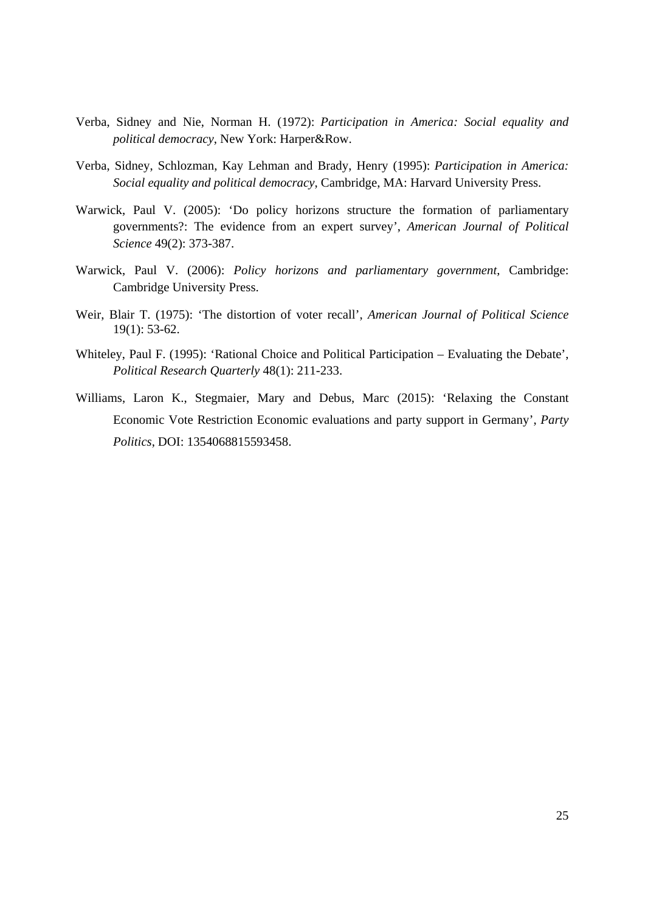Verba, Sidney and Nie, Norman H. (1972): *Participation in America: Social equality and political democracy*, New York: Harper&Row.

Verba, Sidney, Schlozman, Kay Lehman and Brady, Henry (1995): *Participation in America: Social equality and political democracy*, Cambridge, MA: Harvard University Press.

Warwick, Paul V. (2005): 'Do policy horizons structure the formation of parliamentary governments?: The evidence from an expert survey', *American Journal of Political Science* 49(2): 373-387.

Warwick, Paul V. (2006): *Policy horizons and parliamentary government*, Cambridge: Cambridge University Press.

Weir, Blair T. (1975): 'The distortion of voter recall', *American Journal of Political Science* 19(1): 53-62.

Whiteley, Paul F. (1995): 'Rational Choice and Political Participation – Evaluating the Debate', *Political Research Quarterly* 48(1): 211-233.

Williams, Laron K., Stegmaier, Mary and Debus, Marc (2015): 'Relaxing the Constant Economic Vote Restriction Economic evaluations and party support in Germany', *Party Politics*, DOI: 1354068815593458.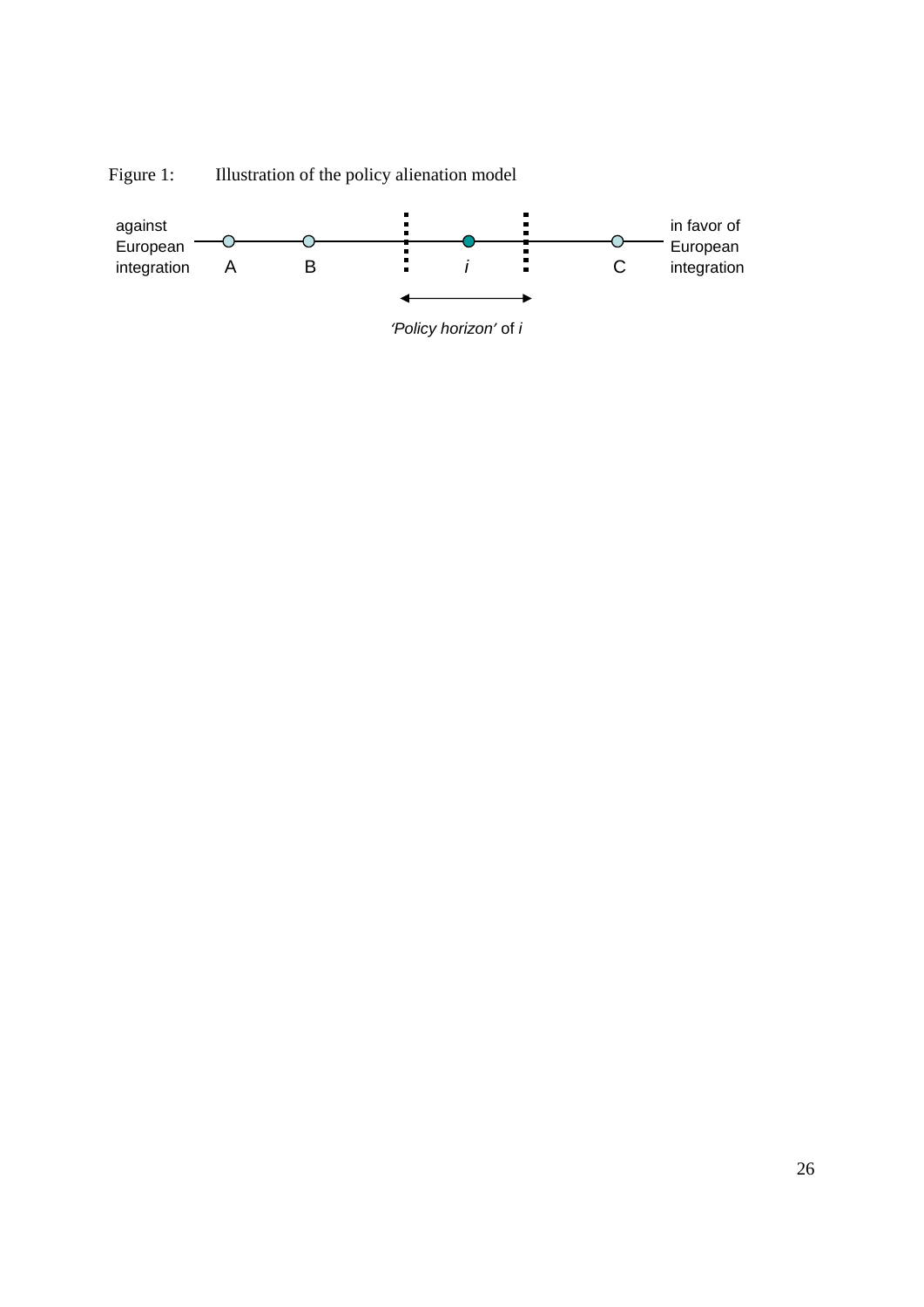Figure 1: Illustration of the policy alienation model

against European integration — A — B — ⋮ — *i* — ⋮ — C — in favor of European integration

*'Policy horizon'* of *i*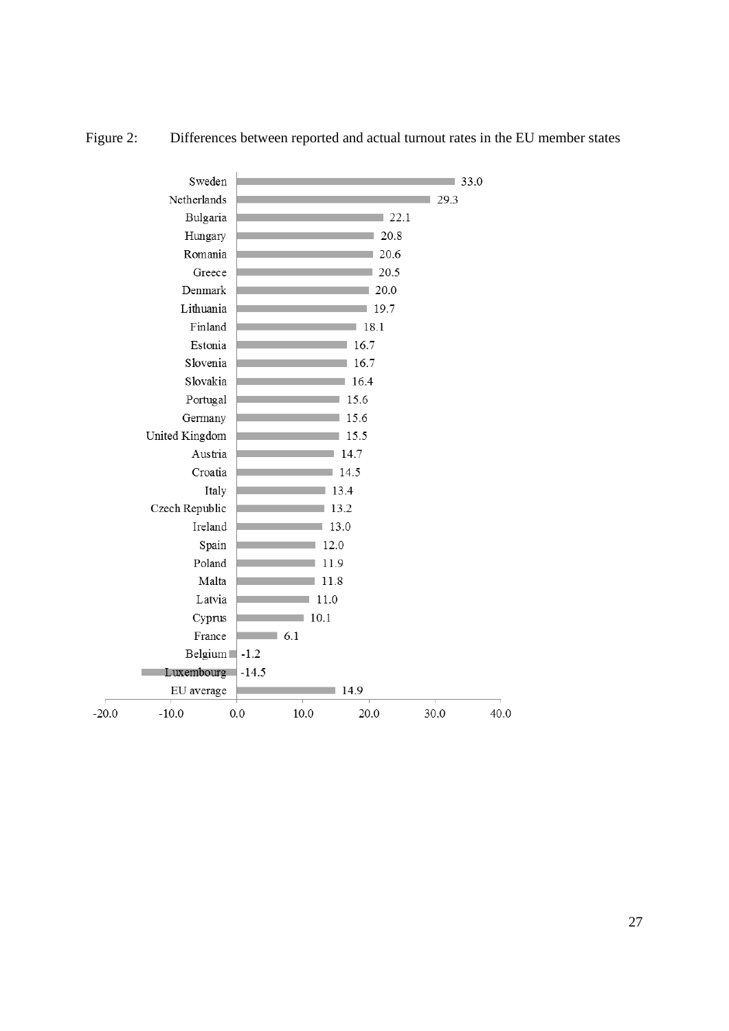Figure 2: Differences between reported and actual turnout rates in the EU member states

| Country | Difference |
| --- | --- |
| Sweden | 33.0 |
| Netherlands | 29.3 |
| Bulgaria | 22.1 |
| Hungary | 20.8 |
| Romania | 20.6 |
| Greece | 20.5 |
| Denmark | 20.0 |
| Lithuania | 19.7 |
| Finland | 18.1 |
| Estonia | 16.7 |
| Slovenia | 16.7 |
| Slovakia | 16.4 |
| Portugal | 15.6 |
| Germany | 15.6 |
| United Kingdom | 15.5 |
| Austria | 14.7 |
| Croatia | 14.5 |
| Italy | 13.4 |
| Czech Republic | 13.2 |
| Ireland | 13.0 |
| Spain | 12.0 |
| Poland | 11.9 |
| Malta | 11.8 |
| Latvia | 11.0 |
| Cyprus | 10.1 |
| France | 6.1 |
| Belgium | -1.2 |
| Luxembourg | -14.5 |
| EU average | 14.9 |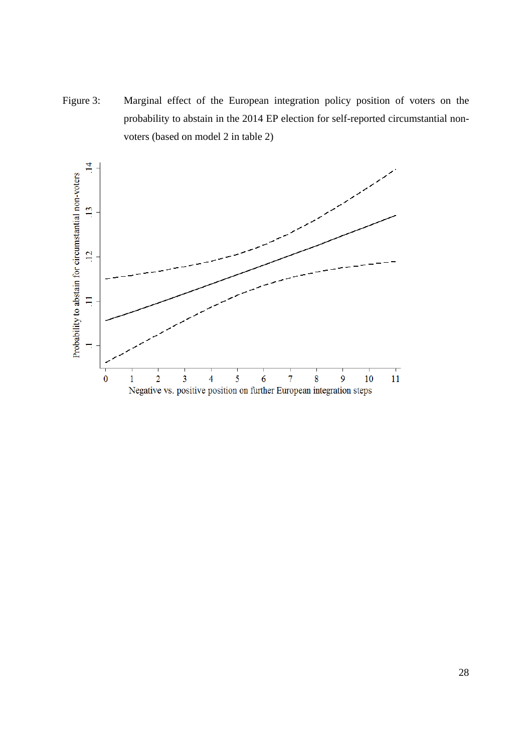Figure 3: Marginal effect of the European integration policy position of voters on the probability to abstain in the 2014 EP election for self-reported circumstantial non-voters (based on model 2 in table 2)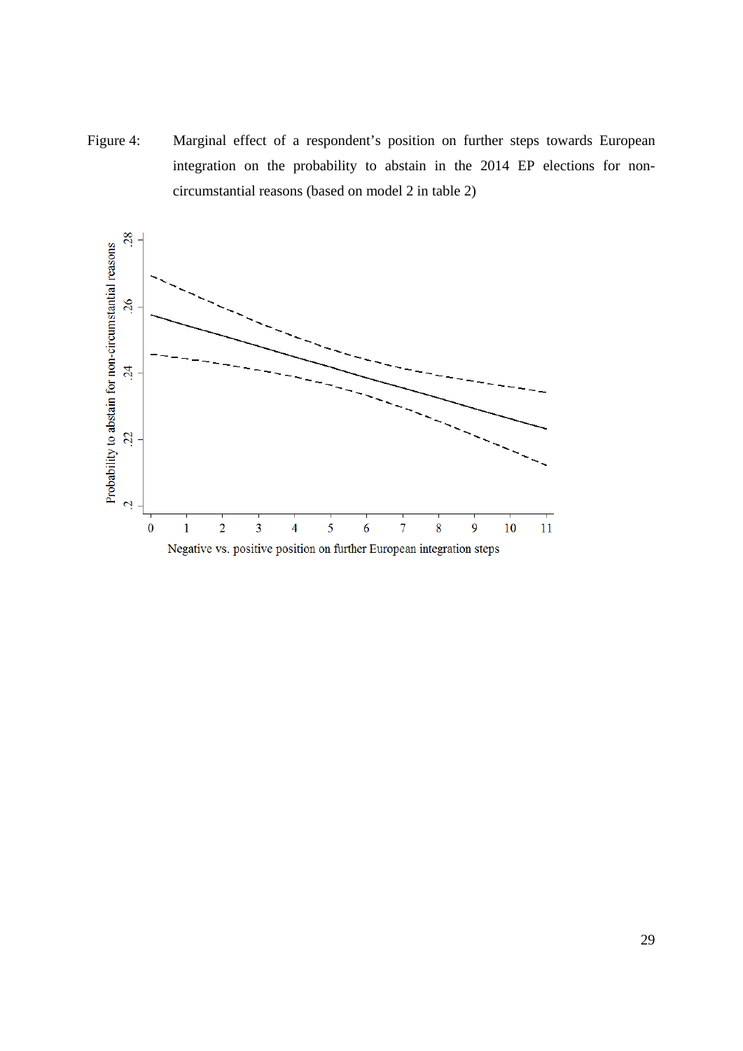Figure 4: Marginal effect of a respondent's position on further steps towards European integration on the probability to abstain in the 2014 EP elections for non-circumstantial reasons (based on model 2 in table 2)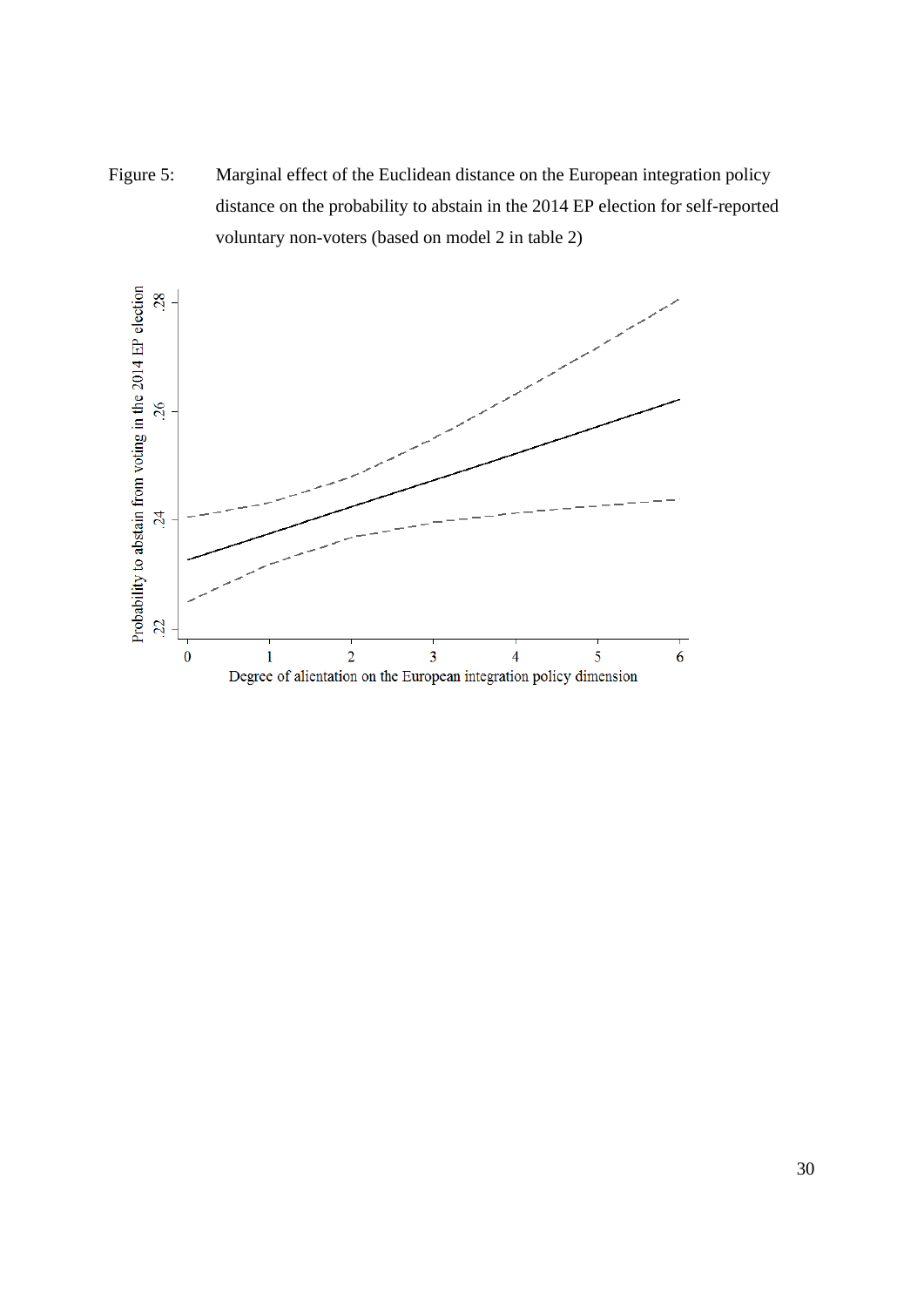Figure 5: Marginal effect of the Euclidean distance on the European integration policy distance on the probability to abstain in the 2014 EP election for self-reported voluntary non-voters (based on model 2 in table 2)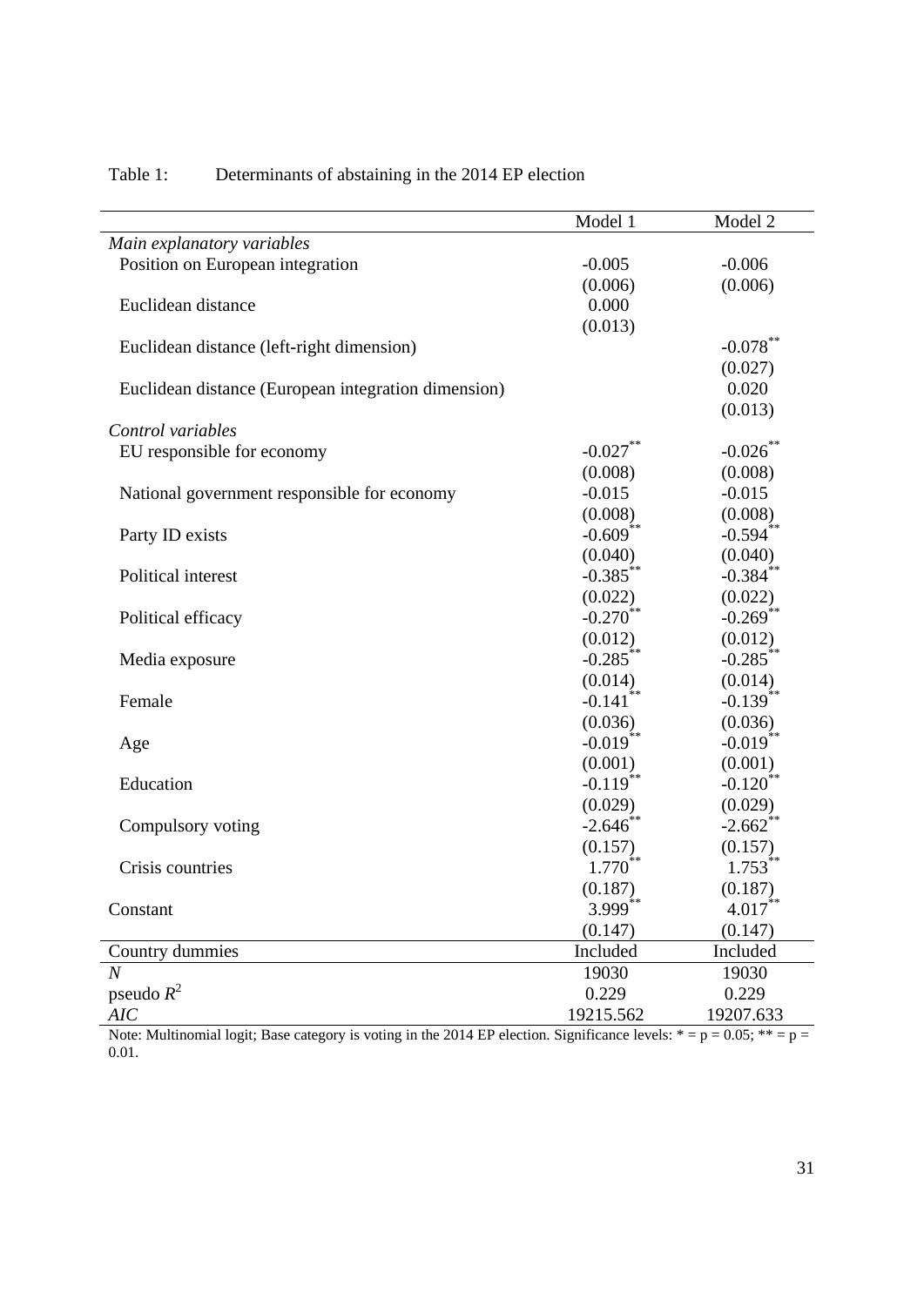Table 1: Determinants of abstaining in the 2014 EP election

| | Model 1 | Model 2 |
|---|---|---|
| *Main explanatory variables* | | |
| Position on European integration | -0.005 | -0.006 |
| | (0.006) | (0.006) |
| Euclidean distance | 0.000 | |
| | (0.013) | |
| Euclidean distance (left-right dimension) | | -0.078** |
| | | (0.027) |
| Euclidean distance (European integration dimension) | | 0.020 |
| | | (0.013) |
| *Control variables* | | |
| EU responsible for economy | -0.027** | -0.026** |
| | (0.008) | (0.008) |
| National government responsible for economy | -0.015 | -0.015 |
| | (0.008) | (0.008) |
| Party ID exists | -0.609** | -0.594** |
| | (0.040) | (0.040) |
| Political interest | -0.385** | -0.384** |
| | (0.022) | (0.022) |
| Political efficacy | -0.270** | -0.269** |
| | (0.012) | (0.012) |
| Media exposure | -0.285** | -0.285** |
| | (0.014) | (0.014) |
| Female | -0.141** | -0.139** |
| | (0.036) | (0.036) |
| Age | -0.019** | -0.019** |
| | (0.001) | (0.001) |
| Education | -0.119** | -0.120** |
| | (0.029) | (0.029) |
| Compulsory voting | -2.646** | -2.662** |
| | (0.157) | (0.157) |
| Crisis countries | 1.770** | 1.753** |
| | (0.187) | (0.187) |
| Constant | 3.999** | 4.017** |
| | (0.147) | (0.147) |
| Country dummies | Included | Included |
| $N$ | 19030 | 19030 |
| pseudo $R^2$ | 0.229 | 0.229 |
| *AIC* | 19215.562 | 19207.633 |

Note: Multinomial logit; Base category is voting in the 2014 EP election. Significance levels: * = p = 0.05; ** = p = 0.01.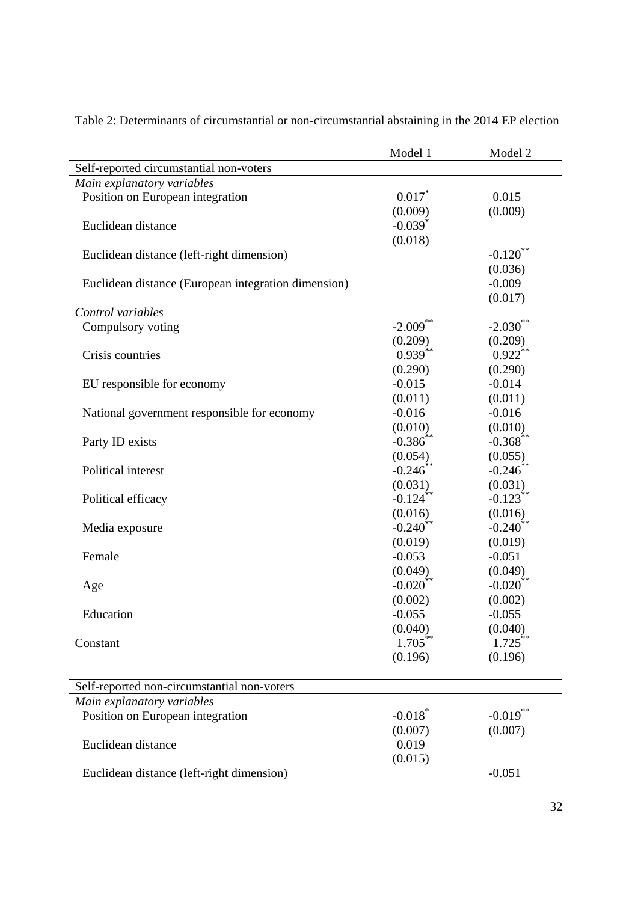Table 2: Determinants of circumstantial or non-circumstantial abstaining in the 2014 EP election

| | Model 1 | Model 2 |
|---|---|---|
| Self-reported circumstantial non-voters | | |
| *Main explanatory variables* | | |
| Position on European integration | 0.017* | 0.015 |
| | (0.009) | (0.009) |
| Euclidean distance | -0.039* | |
| | (0.018) | |
| Euclidean distance (left-right dimension) | | -0.120** |
| | | (0.036) |
| Euclidean distance (European integration dimension) | | -0.009 |
| | | (0.017) |
| *Control variables* | | |
| Compulsory voting | -2.009** | -2.030** |
| | (0.209) | (0.209) |
| Crisis countries | 0.939** | 0.922** |
| | (0.290) | (0.290) |
| EU responsible for economy | -0.015 | -0.014 |
| | (0.011) | (0.011) |
| National government responsible for economy | -0.016 | -0.016 |
| | (0.010) | (0.010) |
| Party ID exists | -0.386** | -0.368** |
| | (0.054) | (0.055) |
| Political interest | -0.246** | -0.246** |
| | (0.031) | (0.031) |
| Political efficacy | -0.124** | -0.123** |
| | (0.016) | (0.016) |
| Media exposure | -0.240** | -0.240** |
| | (0.019) | (0.019) |
| Female | -0.053 | -0.051 |
| | (0.049) | (0.049) |
| Age | -0.020** | -0.020** |
| | (0.002) | (0.002) |
| Education | -0.055 | -0.055 |
| | (0.040) | (0.040) |
| Constant | 1.705** | 1.725** |
| | (0.196) | (0.196) |
| | | |
| Self-reported non-circumstantial non-voters | | |
| *Main explanatory variables* | | |
| Position on European integration | -0.018* | -0.019** |
| | (0.007) | (0.007) |
| Euclidean distance | 0.019 | |
| | (0.015) | |
| Euclidean distance (left-right dimension) | | -0.051 |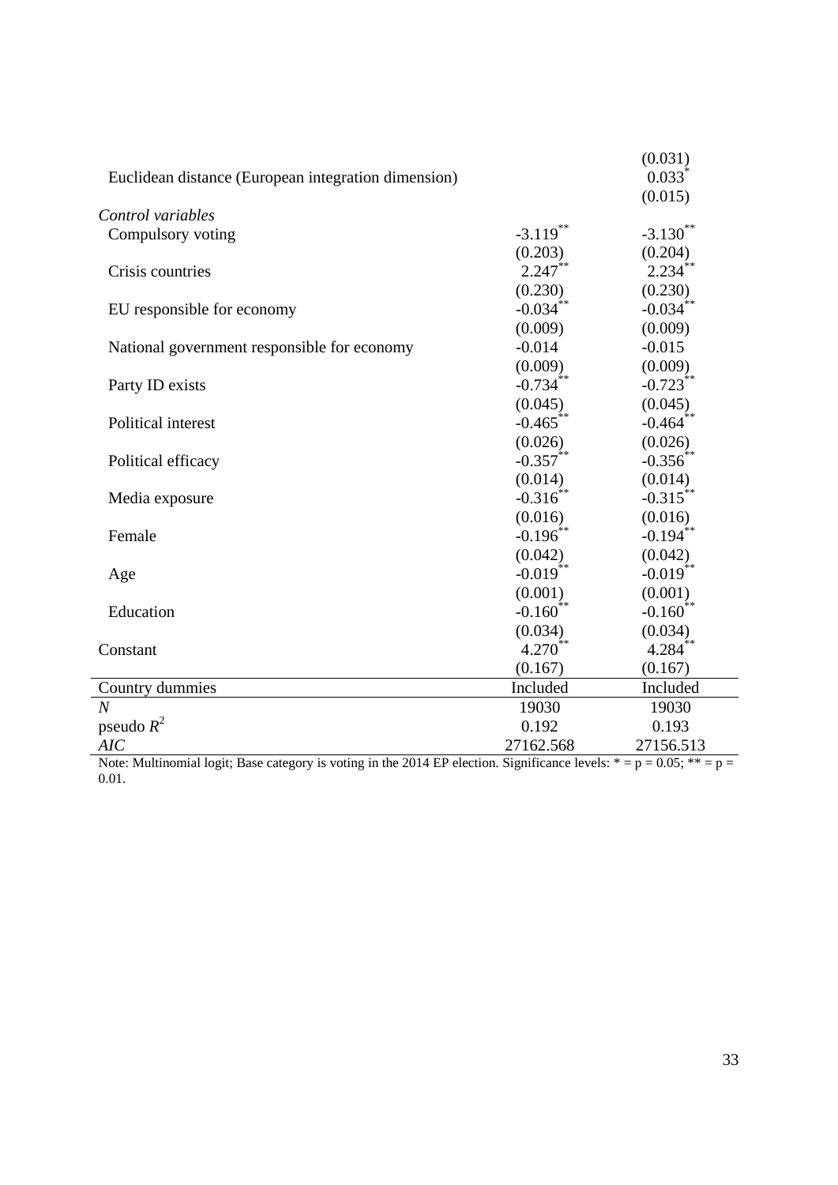| | | |
|---|---|---|
| | | (0.031) |
| Euclidean distance (European integration dimension) | | 0.033* |
| | | (0.015) |
| *Control variables* | | |
| Compulsory voting | -3.119** | -3.130** |
| | (0.203) | (0.204) |
| Crisis countries | 2.247** | 2.234** |
| | (0.230) | (0.230) |
| EU responsible for economy | -0.034** | -0.034** |
| | (0.009) | (0.009) |
| National government responsible for economy | -0.014 | -0.015 |
| | (0.009) | (0.009) |
| Party ID exists | -0.734** | -0.723** |
| | (0.045) | (0.045) |
| Political interest | -0.465** | -0.464** |
| | (0.026) | (0.026) |
| Political efficacy | -0.357** | -0.356** |
| | (0.014) | (0.014) |
| Media exposure | -0.316** | -0.315** |
| | (0.016) | (0.016) |
| Female | -0.196** | -0.194** |
| | (0.042) | (0.042) |
| Age | -0.019** | -0.019** |
| | (0.001) | (0.001) |
| Education | -0.160** | -0.160** |
| | (0.034) | (0.034) |
| Constant | 4.270** | 4.284** |
| | (0.167) | (0.167) |
| Country dummies | Included | Included |
| *N* | 19030 | 19030 |
| pseudo $R^2$ | 0.192 | 0.193 |
| *AIC* | 27162.568 | 27156.513 |

Note: Multinomial logit; Base category is voting in the 2014 EP election. Significance levels: * = p = 0.05; ** = p = 0.01.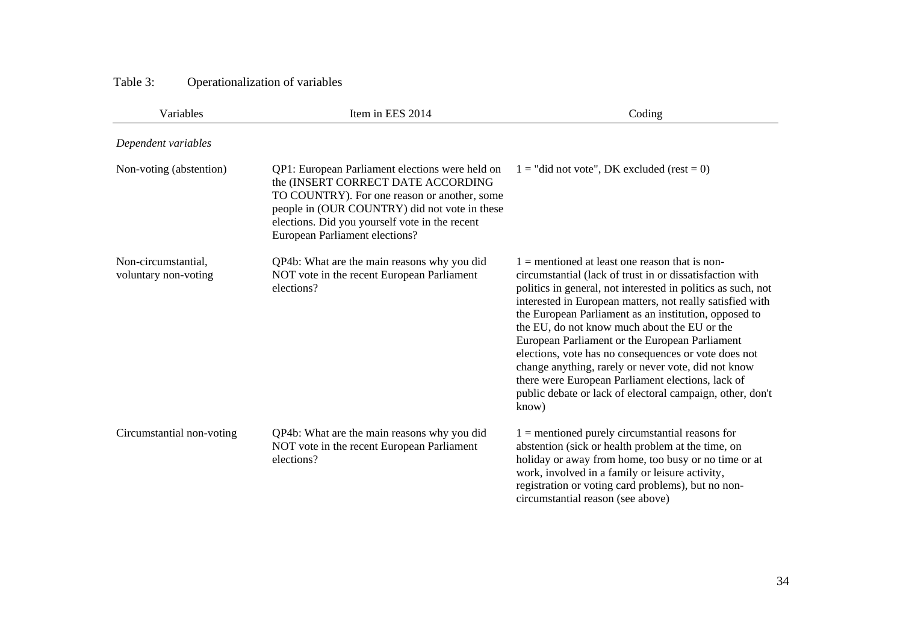Table 3: Operationalization of variables

| Variables | Item in EES 2014 | Coding |
|---|---|---|
| *Dependent variables* | | |
| Non-voting (abstention) | QP1: European Parliament elections were held on the (INSERT CORRECT DATE ACCORDING TO COUNTRY). For one reason or another, some people in (OUR COUNTRY) did not vote in these elections. Did you yourself vote in the recent European Parliament elections? | 1 = "did not vote", DK excluded (rest = 0) |
| Non-circumstantial, voluntary non-voting | QP4b: What are the main reasons why you did NOT vote in the recent European Parliament elections? | 1 = mentioned at least one reason that is non-circumstantial (lack of trust in or dissatisfaction with politics in general, not interested in politics as such, not interested in European matters, not really satisfied with the European Parliament as an institution, opposed to the EU, do not know much about the EU or the European Parliament or the European Parliament elections, vote has no consequences or vote does not change anything, rarely or never vote, did not know there were European Parliament elections, lack of public debate or lack of electoral campaign, other, don't know) |
| Circumstantial non-voting | QP4b: What are the main reasons why you did NOT vote in the recent European Parliament elections? | 1 = mentioned purely circumstantial reasons for abstention (sick or health problem at the time, on holiday or away from home, too busy or no time or at work, involved in a family or leisure activity, registration or voting card problems), but no non-circumstantial reason (see above) |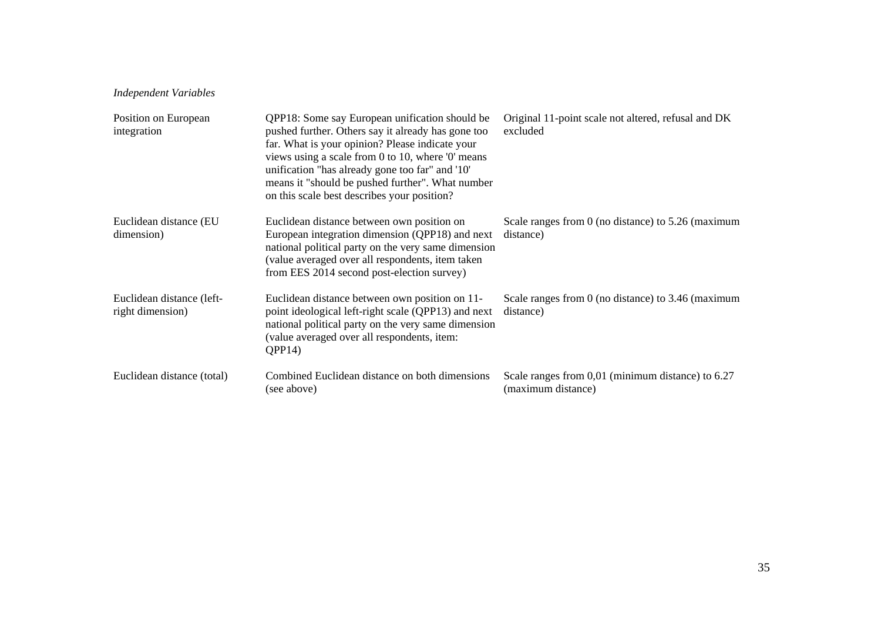*Independent Variables*

| | | |
|---|---|---|
| Position on European integration | QPP18: Some say European unification should be pushed further. Others say it already has gone too far. What is your opinion? Please indicate your views using a scale from 0 to 10, where '0' means unification "has already gone too far" and '10' means it "should be pushed further". What number on this scale best describes your position? | Original 11-point scale not altered, refusal and DK excluded |
| Euclidean distance (EU dimension) | Euclidean distance between own position on European integration dimension (QPP18) and next national political party on the very same dimension (value averaged over all respondents, item taken from EES 2014 second post-election survey) | Scale ranges from 0 (no distance) to 5.26 (maximum distance) |
| Euclidean distance (left-right dimension) | Euclidean distance between own position on 11-point ideological left-right scale (QPP13) and next national political party on the very same dimension (value averaged over all respondents, item: QPP14) | Scale ranges from 0 (no distance) to 3.46 (maximum distance) |
| Euclidean distance (total) | Combined Euclidean distance on both dimensions (see above) | Scale ranges from 0,01 (minimum distance) to 6.27 (maximum distance) |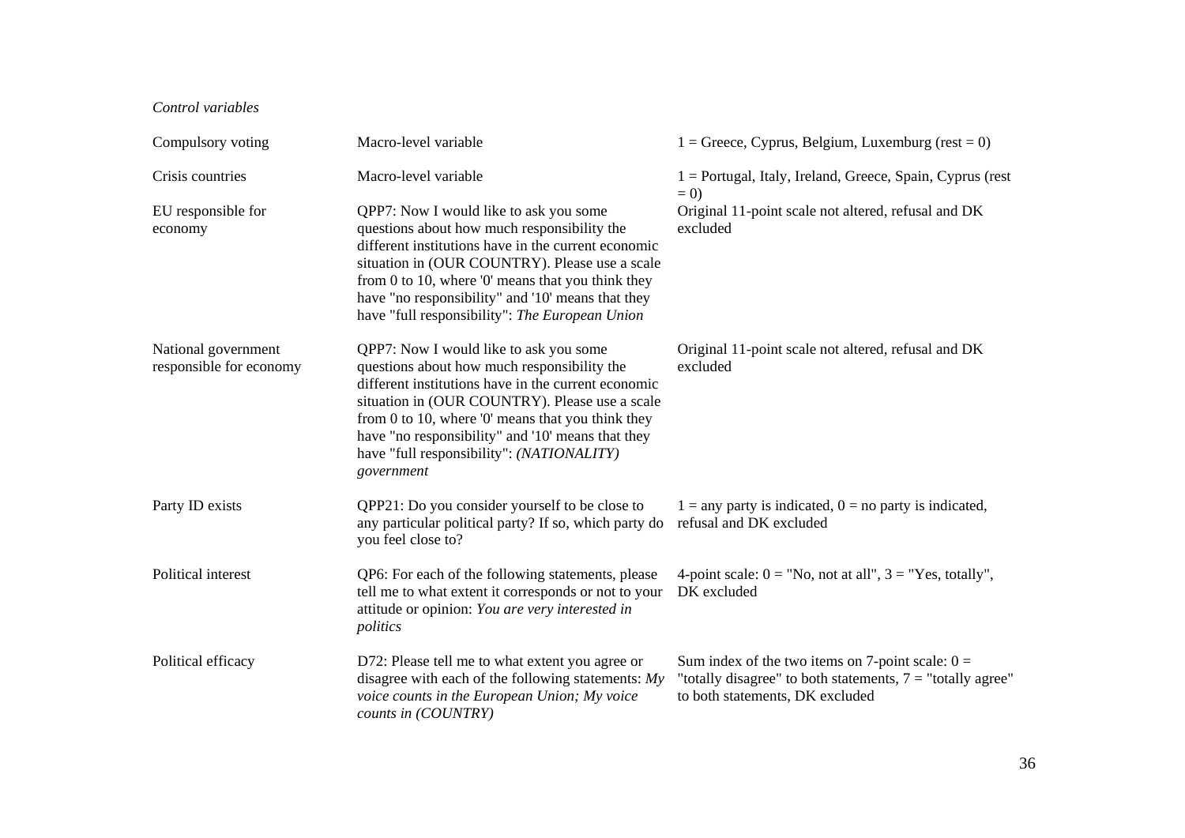*Control variables*

| | | |
|---|---|---|
| Compulsory voting | Macro-level variable | 1 = Greece, Cyprus, Belgium, Luxemburg (rest = 0) |
| Crisis countries | Macro-level variable | 1 = Portugal, Italy, Ireland, Greece, Spain, Cyprus (rest = 0) |
| EU responsible for economy | QPP7: Now I would like to ask you some questions about how much responsibility the different institutions have in the current economic situation in (OUR COUNTRY). Please use a scale from 0 to 10, where '0' means that you think they have "no responsibility" and '10' means that they have "full responsibility": *The European Union* | Original 11-point scale not altered, refusal and DK excluded |
| National government responsible for economy | QPP7: Now I would like to ask you some questions about how much responsibility the different institutions have in the current economic situation in (OUR COUNTRY). Please use a scale from 0 to 10, where '0' means that you think they have "no responsibility" and '10' means that they have "full responsibility": *(NATIONALITY) government* | Original 11-point scale not altered, refusal and DK excluded |
| Party ID exists | QPP21: Do you consider yourself to be close to any particular political party? If so, which party do you feel close to? | 1 = any party is indicated, 0 = no party is indicated, refusal and DK excluded |
| Political interest | QP6: For each of the following statements, please tell me to what extent it corresponds or not to your attitude or opinion: *You are very interested in politics* | 4-point scale: 0 = "No, not at all", 3 = "Yes, totally", DK excluded |
| Political efficacy | D72: Please tell me to what extent you agree or disagree with each of the following statements: *My voice counts in the European Union; My voice counts in (COUNTRY)* | Sum index of the two items on 7-point scale: 0 = "totally disagree" to both statements, 7 = "totally agree" to both statements, DK excluded |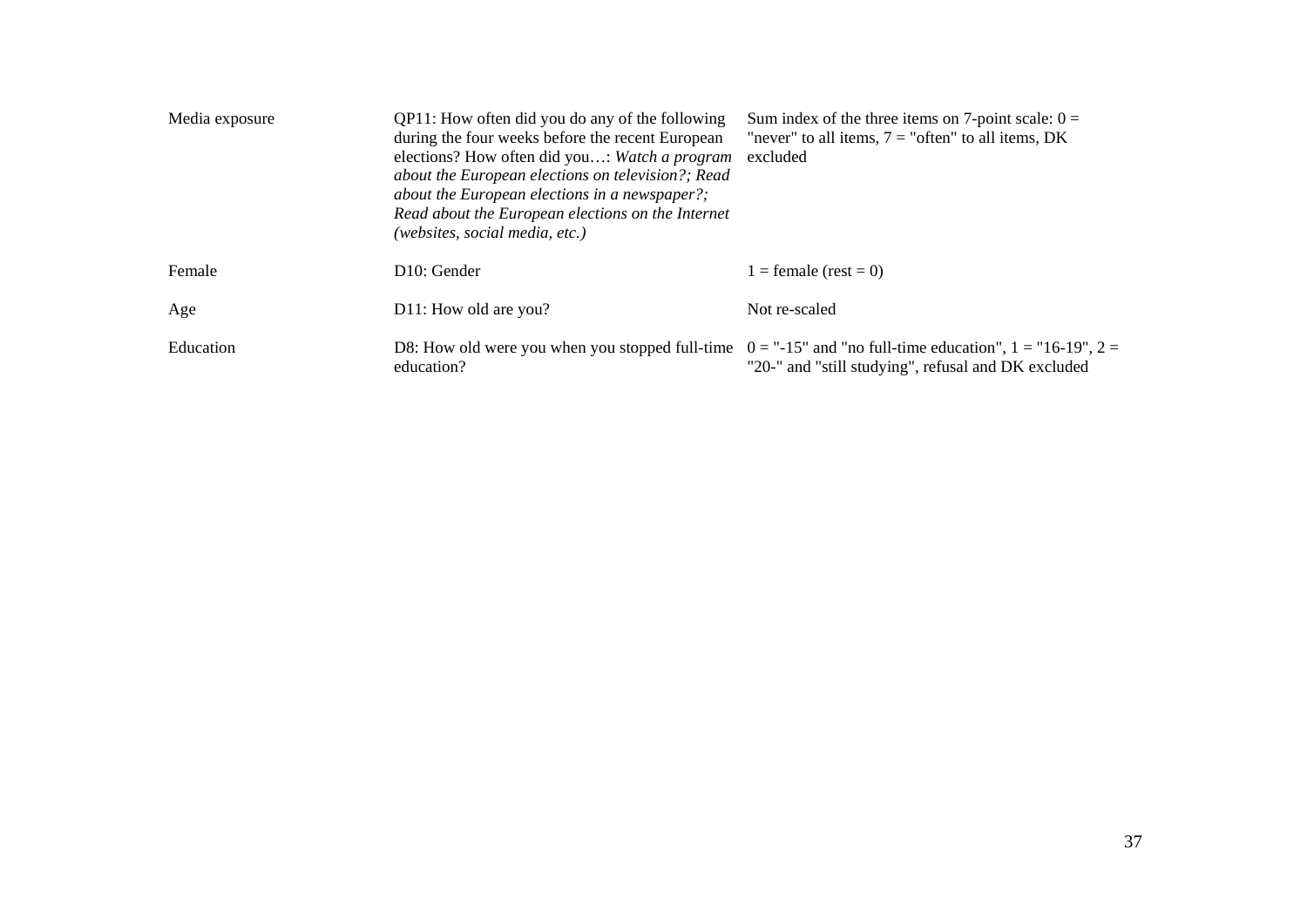| | | |
|---|---|---|
| Media exposure | QP11: How often did you do any of the following during the four weeks before the recent European elections? How often did you…: *Watch a program about the European elections on television?; Read about the European elections in a newspaper?; Read about the European elections on the Internet (websites, social media, etc.)* | Sum index of the three items on 7-point scale: 0 = "never" to all items, 7 = "often" to all items, DK excluded |
| Female | D10: Gender | 1 = female (rest = 0) |
| Age | D11: How old are you? | Not re-scaled |
| Education | D8: How old were you when you stopped full-time education? | 0 = "-15" and "no full-time education", 1 = "16-19", 2 = "20-" and "still studying", refusal and DK excluded |